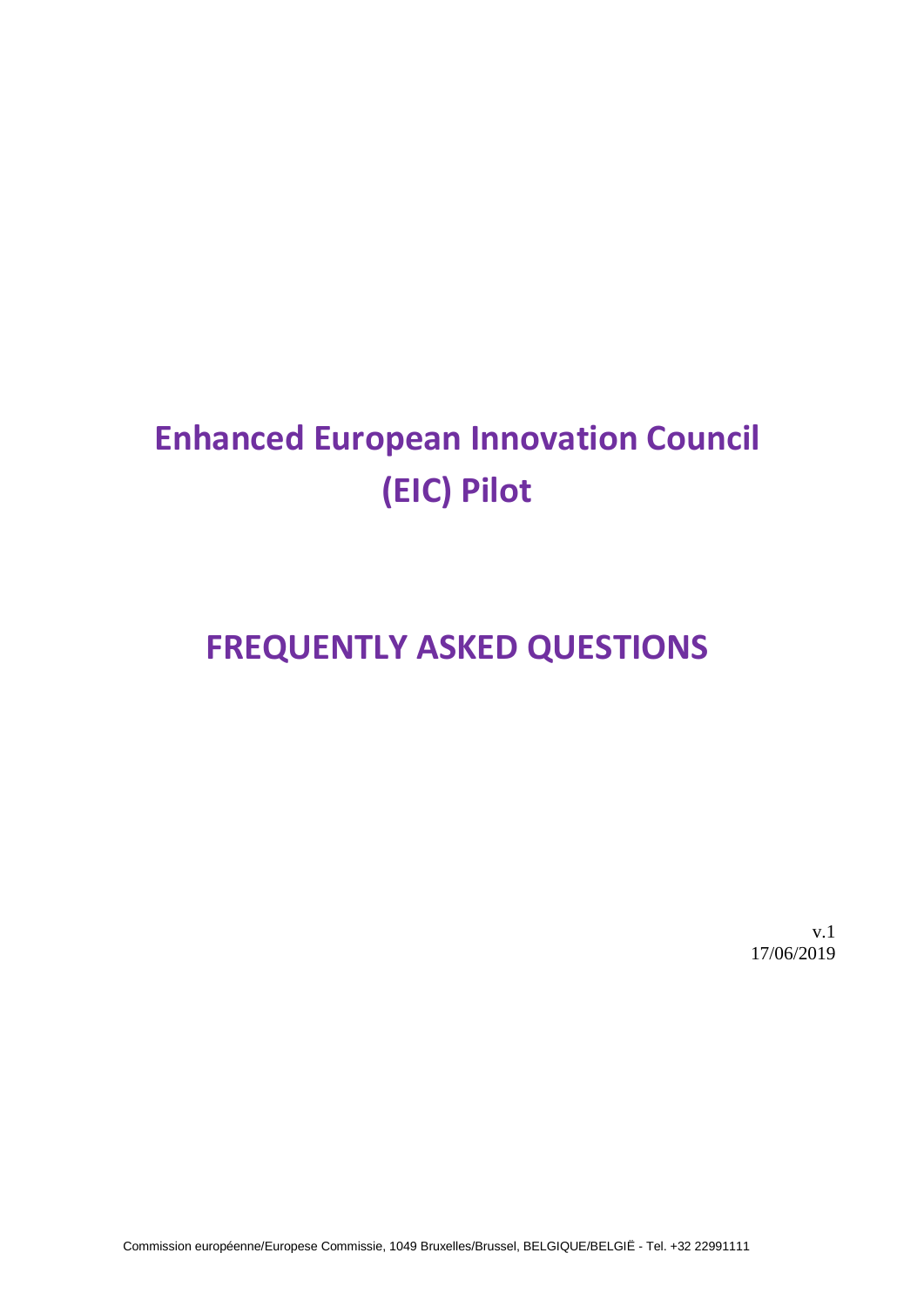# Enhanced European Innovation Council (EIC) Pilot

# FREQUENTLY ASKED QUESTIONS

v.1
17/06/2019

Commission européenne/Europese Commissie, 1049 Bruxelles/Brussel, BELGIQUE/BELGIË - Tel. +32 22991111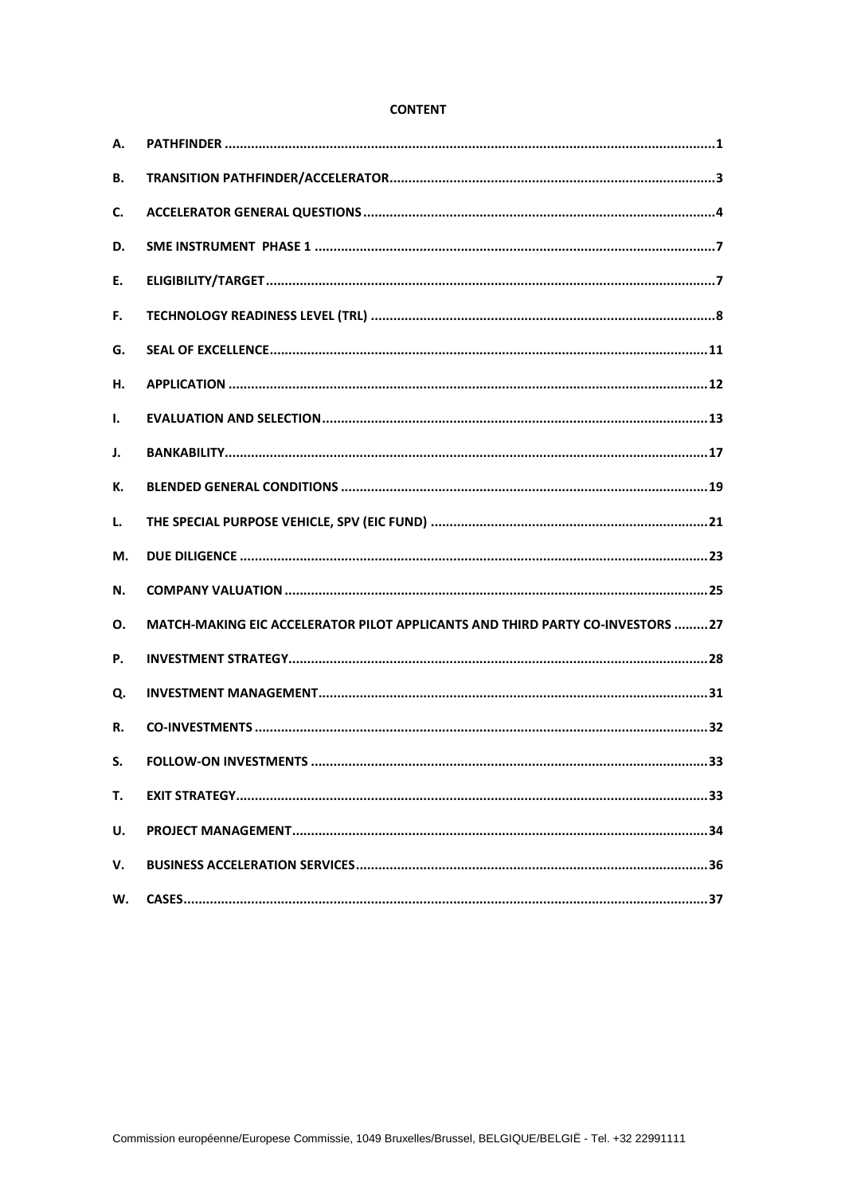**CONTENT**

| | | |
|---|---|---|
| A. | PATHFINDER | 1 |
| B. | TRANSITION PATHFINDER/ACCELERATOR | 3 |
| C. | ACCELERATOR GENERAL QUESTIONS | 4 |
| D. | SME INSTRUMENT PHASE 1 | 7 |
| E. | ELIGIBILITY/TARGET | 7 |
| F. | TECHNOLOGY READINESS LEVEL (TRL) | 8 |
| G. | SEAL OF EXCELLENCE | 11 |
| H. | APPLICATION | 12 |
| I. | EVALUATION AND SELECTION | 13 |
| J. | BANKABILITY | 17 |
| K. | BLENDED GENERAL CONDITIONS | 19 |
| L. | THE SPECIAL PURPOSE VEHICLE, SPV (EIC FUND) | 21 |
| M. | DUE DILIGENCE | 23 |
| N. | COMPANY VALUATION | 25 |
| O. | MATCH-MAKING EIC ACCELERATOR PILOT APPLICANTS AND THIRD PARTY CO-INVESTORS | 27 |
| P. | INVESTMENT STRATEGY | 28 |
| Q. | INVESTMENT MANAGEMENT | 31 |
| R. | CO-INVESTMENTS | 32 |
| S. | FOLLOW-ON INVESTMENTS | 33 |
| T. | EXIT STRATEGY | 33 |
| U. | PROJECT MANAGEMENT | 34 |
| V. | BUSINESS ACCELERATION SERVICES | 36 |
| W. | CASES | 37 |

Commission européenne/Europese Commissie, 1049 Bruxelles/Brussel, BELGIQUE/BELGIË - Tel. +32 22991111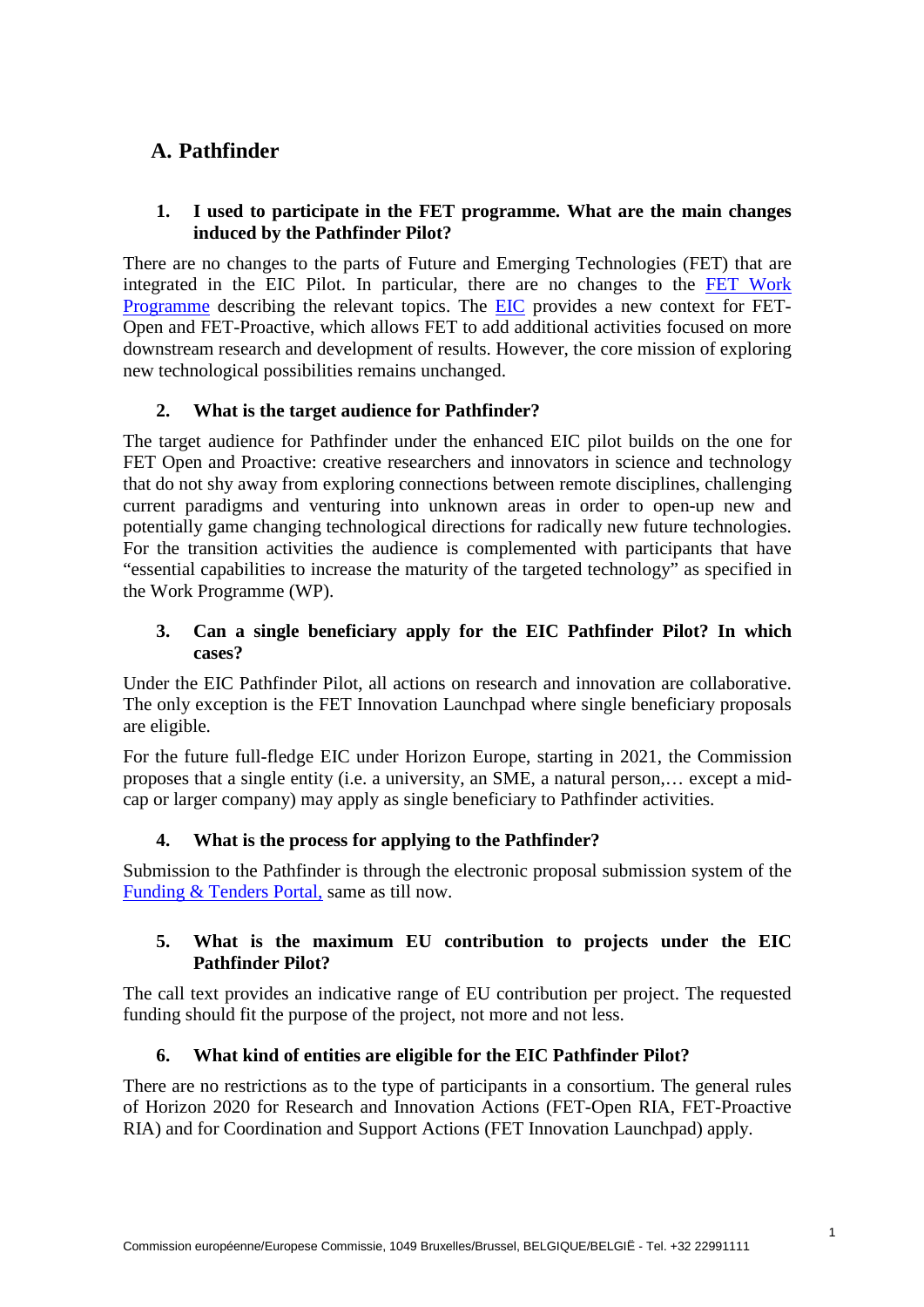## A. Pathfinder

### 1. I used to participate in the FET programme. What are the main changes induced by the Pathfinder Pilot?

There are no changes to the parts of Future and Emerging Technologies (FET) that are integrated in the EIC Pilot. In particular, there are no changes to the FET Work Programme describing the relevant topics. The EIC provides a new context for FET-Open and FET-Proactive, which allows FET to add additional activities focused on more downstream research and development of results. However, the core mission of exploring new technological possibilities remains unchanged.

### 2. What is the target audience for Pathfinder?

The target audience for Pathfinder under the enhanced EIC pilot builds on the one for FET Open and Proactive: creative researchers and innovators in science and technology that do not shy away from exploring connections between remote disciplines, challenging current paradigms and venturing into unknown areas in order to open-up new and potentially game changing technological directions for radically new future technologies. For the transition activities the audience is complemented with participants that have "essential capabilities to increase the maturity of the targeted technology" as specified in the Work Programme (WP).

### 3. Can a single beneficiary apply for the EIC Pathfinder Pilot? In which cases?

Under the EIC Pathfinder Pilot, all actions on research and innovation are collaborative. The only exception is the FET Innovation Launchpad where single beneficiary proposals are eligible.

For the future full-fledge EIC under Horizon Europe, starting in 2021, the Commission proposes that a single entity (i.e. a university, an SME, a natural person,… except a mid-cap or larger company) may apply as single beneficiary to Pathfinder activities.

### 4. What is the process for applying to the Pathfinder?

Submission to the Pathfinder is through the electronic proposal submission system of the Funding & Tenders Portal, same as till now.

### 5. What is the maximum EU contribution to projects under the EIC Pathfinder Pilot?

The call text provides an indicative range of EU contribution per project. The requested funding should fit the purpose of the project, not more and not less.

### 6. What kind of entities are eligible for the EIC Pathfinder Pilot?

There are no restrictions as to the type of participants in a consortium. The general rules of Horizon 2020 for Research and Innovation Actions (FET-Open RIA, FET-Proactive RIA) and for Coordination and Support Actions (FET Innovation Launchpad) apply.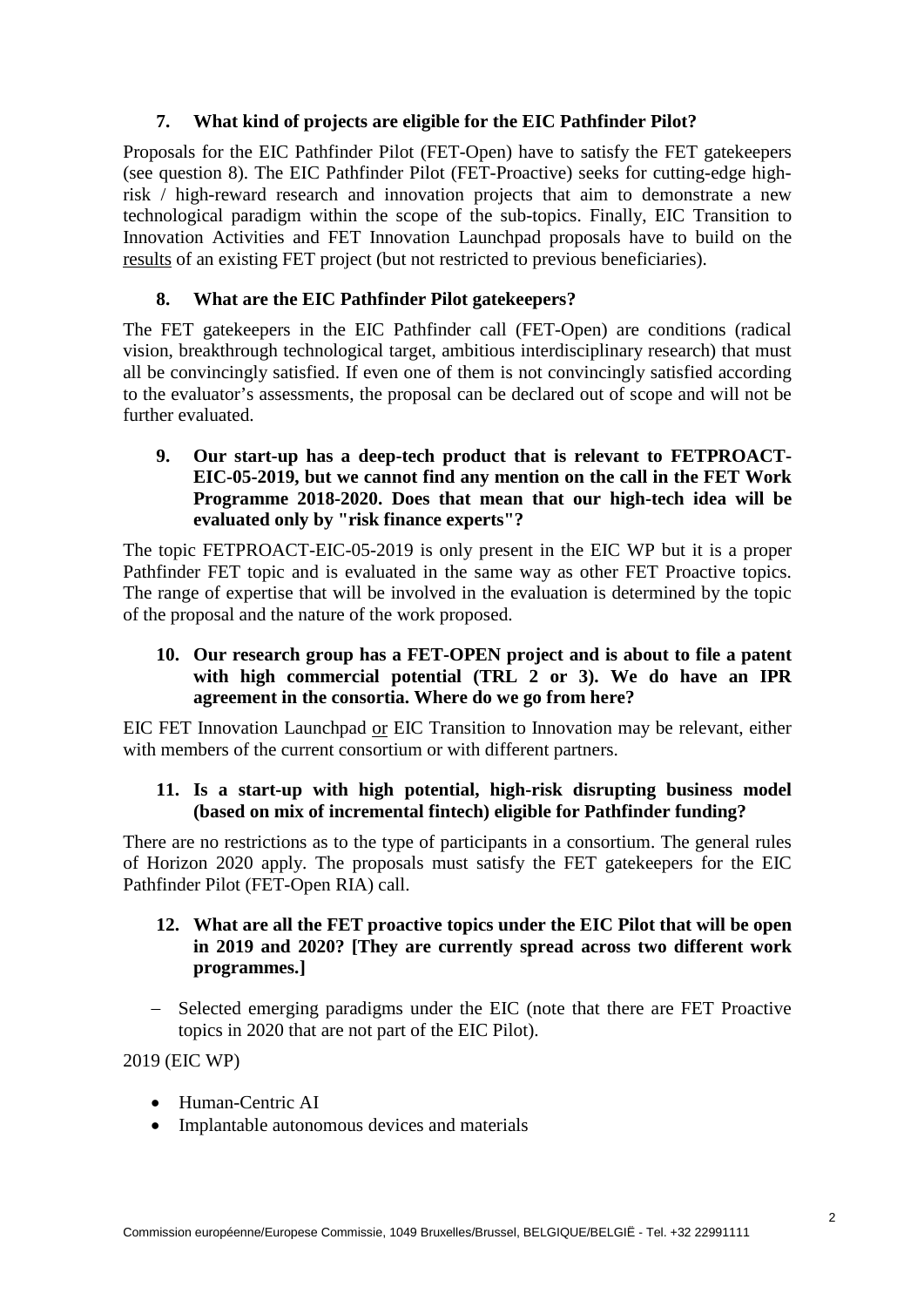### 7. What kind of projects are eligible for the EIC Pathfinder Pilot?

Proposals for the EIC Pathfinder Pilot (FET-Open) have to satisfy the FET gatekeepers (see question 8). The EIC Pathfinder Pilot (FET-Proactive) seeks for cutting-edge high-risk / high-reward research and innovation projects that aim to demonstrate a new technological paradigm within the scope of the sub-topics. Finally, EIC Transition to Innovation Activities and FET Innovation Launchpad proposals have to build on the results of an existing FET project (but not restricted to previous beneficiaries).

### 8. What are the EIC Pathfinder Pilot gatekeepers?

The FET gatekeepers in the EIC Pathfinder call (FET-Open) are conditions (radical vision, breakthrough technological target, ambitious interdisciplinary research) that must all be convincingly satisfied. If even one of them is not convincingly satisfied according to the evaluator's assessments, the proposal can be declared out of scope and will not be further evaluated.

### 9. Our start-up has a deep-tech product that is relevant to FETPROACT-EIC-05-2019, but we cannot find any mention on the call in the FET Work Programme 2018-2020. Does that mean that our high-tech idea will be evaluated only by "risk finance experts"?

The topic FETPROACT-EIC-05-2019 is only present in the EIC WP but it is a proper Pathfinder FET topic and is evaluated in the same way as other FET Proactive topics. The range of expertise that will be involved in the evaluation is determined by the topic of the proposal and the nature of the work proposed.

### 10. Our research group has a FET-OPEN project and is about to file a patent with high commercial potential (TRL 2 or 3). We do have an IPR agreement in the consortia. Where do we go from here?

EIC FET Innovation Launchpad or EIC Transition to Innovation may be relevant, either with members of the current consortium or with different partners.

### 11. Is a start-up with high potential, high-risk disrupting business model (based on mix of incremental fintech) eligible for Pathfinder funding?

There are no restrictions as to the type of participants in a consortium. The general rules of Horizon 2020 apply. The proposals must satisfy the FET gatekeepers for the EIC Pathfinder Pilot (FET-Open RIA) call.

### 12. What are all the FET proactive topics under the EIC Pilot that will be open in 2019 and 2020? [They are currently spread across two different work programmes.]

- Selected emerging paradigms under the EIC (note that there are FET Proactive topics in 2020 that are not part of the EIC Pilot).

2019 (EIC WP)

- Human-Centric AI
- Implantable autonomous devices and materials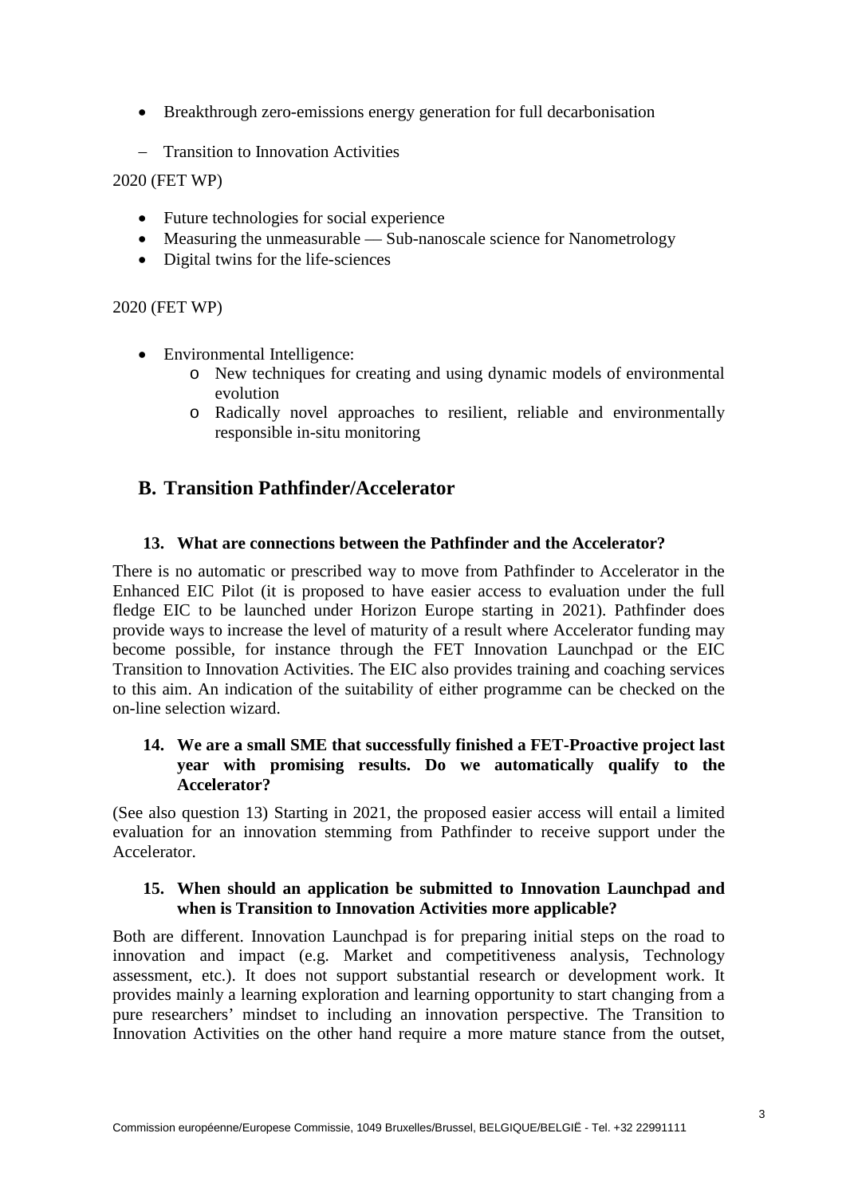- Breakthrough zero-emissions energy generation for full decarbonisation

– Transition to Innovation Activities

2020 (FET WP)

- Future technologies for social experience
- Measuring the unmeasurable — Sub-nanoscale science for Nanometrology
- Digital twins for the life-sciences

2020 (FET WP)

- Environmental Intelligence:
  - New techniques for creating and using dynamic models of environmental evolution
  - Radically novel approaches to resilient, reliable and environmentally responsible in-situ monitoring

## B. Transition Pathfinder/Accelerator

### 13. What are connections between the Pathfinder and the Accelerator?

There is no automatic or prescribed way to move from Pathfinder to Accelerator in the Enhanced EIC Pilot (it is proposed to have easier access to evaluation under the full fledge EIC to be launched under Horizon Europe starting in 2021). Pathfinder does provide ways to increase the level of maturity of a result where Accelerator funding may become possible, for instance through the FET Innovation Launchpad or the EIC Transition to Innovation Activities. The EIC also provides training and coaching services to this aim. An indication of the suitability of either programme can be checked on the on-line selection wizard.

### 14. We are a small SME that successfully finished a FET-Proactive project last year with promising results. Do we automatically qualify to the Accelerator?

(See also question 13) Starting in 2021, the proposed easier access will entail a limited evaluation for an innovation stemming from Pathfinder to receive support under the Accelerator.

### 15. When should an application be submitted to Innovation Launchpad and when is Transition to Innovation Activities more applicable?

Both are different. Innovation Launchpad is for preparing initial steps on the road to innovation and impact (e.g. Market and competitiveness analysis, Technology assessment, etc.). It does not support substantial research or development work. It provides mainly a learning exploration and learning opportunity to start changing from a pure researchers' mindset to including an innovation perspective. The Transition to Innovation Activities on the other hand require a more mature stance from the outset,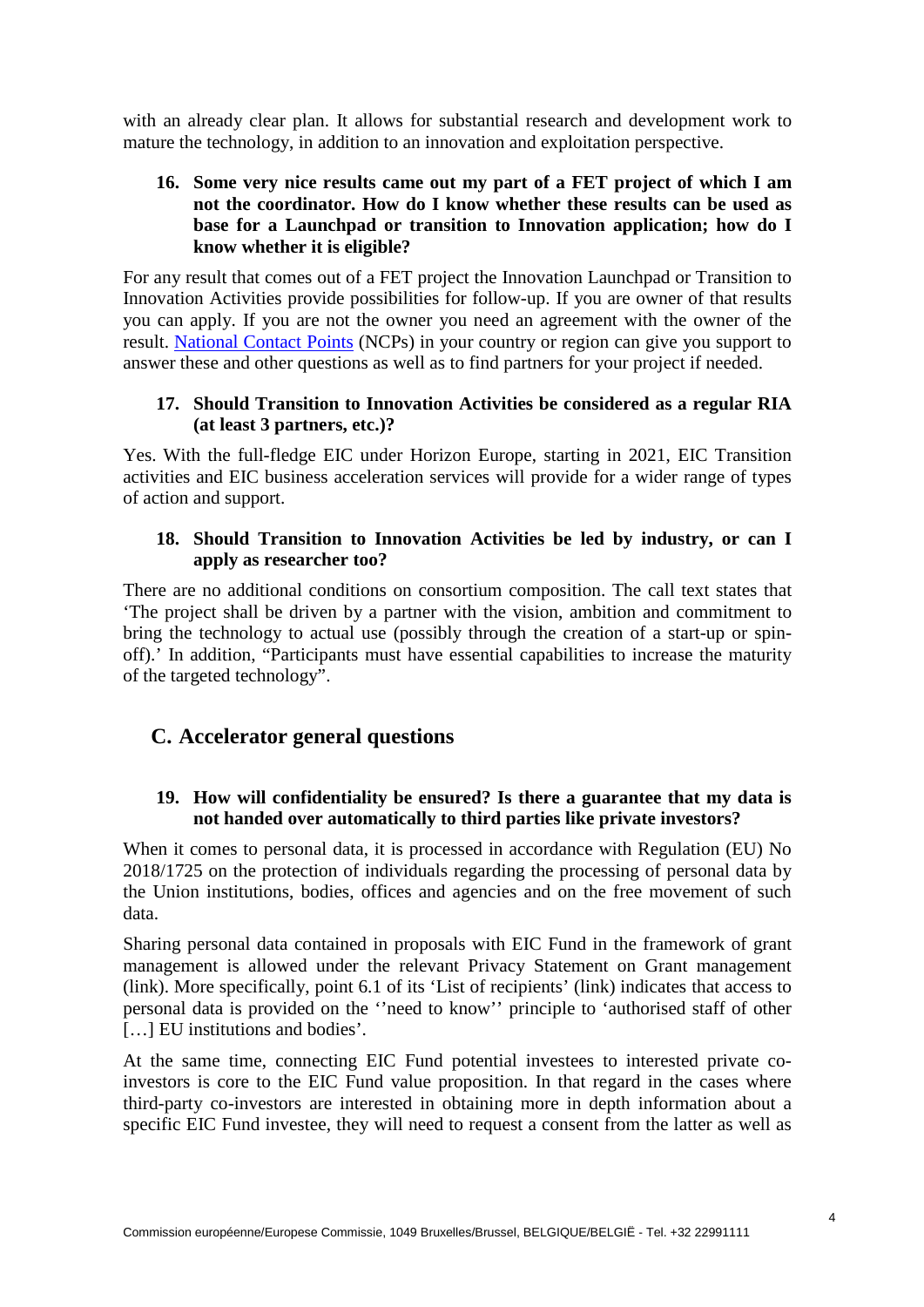with an already clear plan. It allows for substantial research and development work to mature the technology, in addition to an innovation and exploitation perspective.

16. **Some very nice results came out my part of a FET project of which I am not the coordinator. How do I know whether these results can be used as base for a Launchpad or transition to Innovation application; how do I know whether it is eligible?**

For any result that comes out of a FET project the Innovation Launchpad or Transition to Innovation Activities provide possibilities for follow-up. If you are owner of that results you can apply. If you are not the owner you need an agreement with the owner of the result. National Contact Points (NCPs) in your country or region can give you support to answer these and other questions as well as to find partners for your project if needed.

17. **Should Transition to Innovation Activities be considered as a regular RIA (at least 3 partners, etc.)?**

Yes. With the full-fledge EIC under Horizon Europe, starting in 2021, EIC Transition activities and EIC business acceleration services will provide for a wider range of types of action and support.

18. **Should Transition to Innovation Activities be led by industry, or can I apply as researcher too?**

There are no additional conditions on consortium composition. The call text states that 'The project shall be driven by a partner with the vision, ambition and commitment to bring the technology to actual use (possibly through the creation of a start-up or spin-off).' In addition, "Participants must have essential capabilities to increase the maturity of the targeted technology".

## C. Accelerator general questions

19. **How will confidentiality be ensured? Is there a guarantee that my data is not handed over automatically to third parties like private investors?**

When it comes to personal data, it is processed in accordance with Regulation (EU) No 2018/1725 on the protection of individuals regarding the processing of personal data by the Union institutions, bodies, offices and agencies and on the free movement of such data.

Sharing personal data contained in proposals with EIC Fund in the framework of grant management is allowed under the relevant Privacy Statement on Grant management (link). More specifically, point 6.1 of its 'List of recipients' (link) indicates that access to personal data is provided on the ''need to know'' principle to 'authorised staff of other […] EU institutions and bodies'.

At the same time, connecting EIC Fund potential investees to interested private co-investors is core to the EIC Fund value proposition. In that regard in the cases where third-party co-investors are interested in obtaining more in depth information about a specific EIC Fund investee, they will need to request a consent from the latter as well as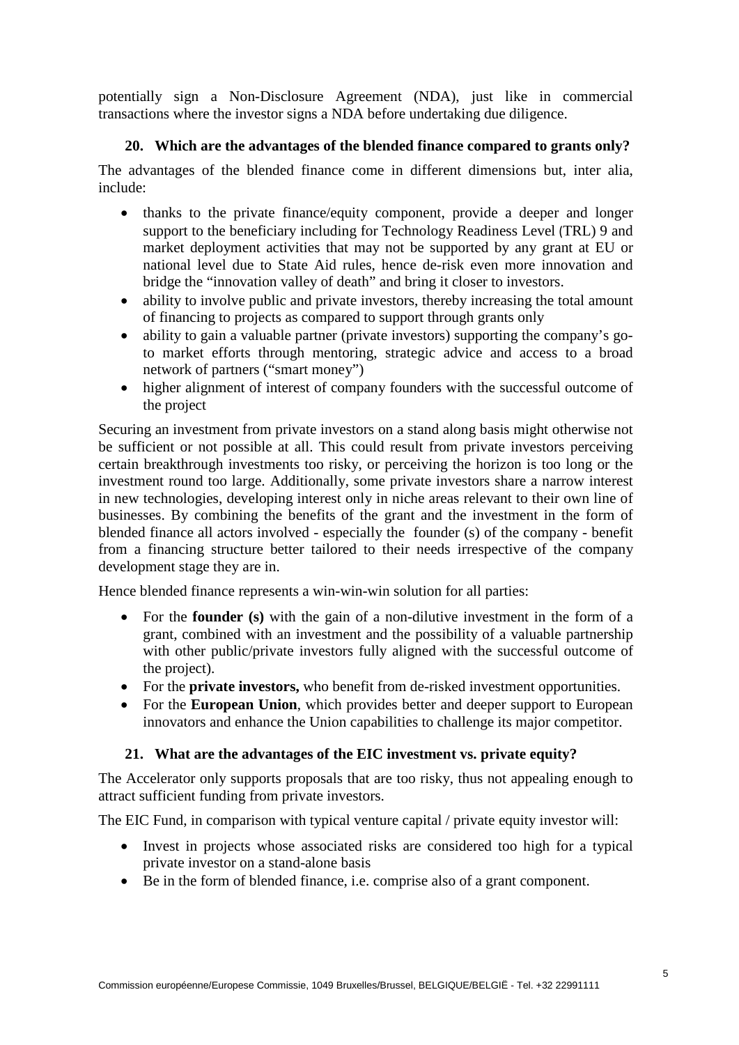potentially sign a Non-Disclosure Agreement (NDA), just like in commercial transactions where the investor signs a NDA before undertaking due diligence.

### 20. Which are the advantages of the blended finance compared to grants only?

The advantages of the blended finance come in different dimensions but, inter alia, include:

- thanks to the private finance/equity component, provide a deeper and longer support to the beneficiary including for Technology Readiness Level (TRL) 9 and market deployment activities that may not be supported by any grant at EU or national level due to State Aid rules, hence de-risk even more innovation and bridge the "innovation valley of death" and bring it closer to investors.
- ability to involve public and private investors, thereby increasing the total amount of financing to projects as compared to support through grants only
- ability to gain a valuable partner (private investors) supporting the company's go-to market efforts through mentoring, strategic advice and access to a broad network of partners ("smart money")
- higher alignment of interest of company founders with the successful outcome of the project

Securing an investment from private investors on a stand along basis might otherwise not be sufficient or not possible at all. This could result from private investors perceiving certain breakthrough investments too risky, or perceiving the horizon is too long or the investment round too large. Additionally, some private investors share a narrow interest in new technologies, developing interest only in niche areas relevant to their own line of businesses. By combining the benefits of the grant and the investment in the form of blended finance all actors involved - especially the founder (s) of the company - benefit from a financing structure better tailored to their needs irrespective of the company development stage they are in.

Hence blended finance represents a win-win-win solution for all parties:

- For the **founder (s)** with the gain of a non-dilutive investment in the form of a grant, combined with an investment and the possibility of a valuable partnership with other public/private investors fully aligned with the successful outcome of the project).
- For the **private investors,** who benefit from de-risked investment opportunities.
- For the **European Union**, which provides better and deeper support to European innovators and enhance the Union capabilities to challenge its major competitor.

### 21. What are the advantages of the EIC investment vs. private equity?

The Accelerator only supports proposals that are too risky, thus not appealing enough to attract sufficient funding from private investors.

The EIC Fund, in comparison with typical venture capital / private equity investor will:

- Invest in projects whose associated risks are considered too high for a typical private investor on a stand-alone basis
- Be in the form of blended finance, i.e. comprise also of a grant component.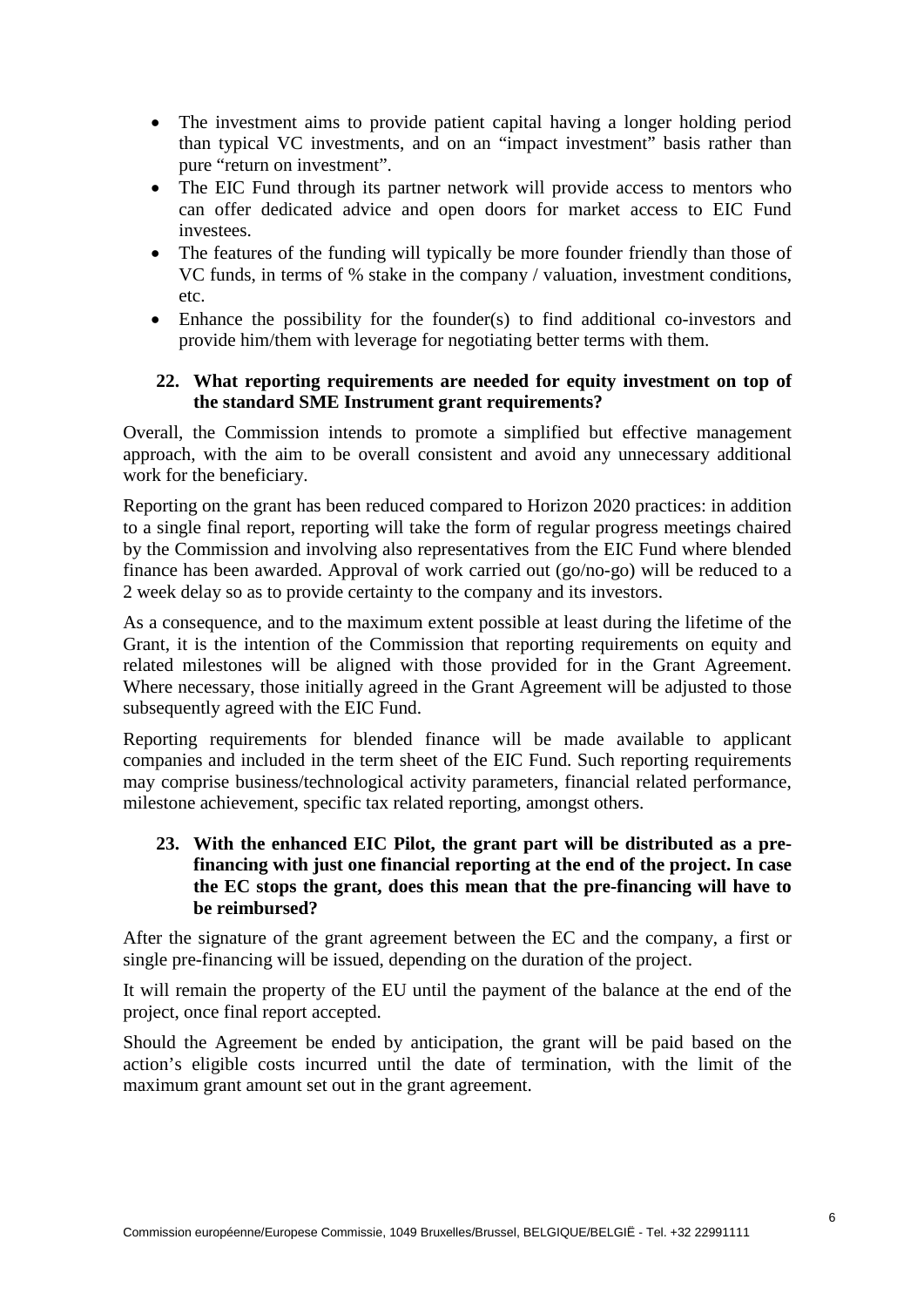- The investment aims to provide patient capital having a longer holding period than typical VC investments, and on an "impact investment" basis rather than pure "return on investment".
- The EIC Fund through its partner network will provide access to mentors who can offer dedicated advice and open doors for market access to EIC Fund investees.
- The features of the funding will typically be more founder friendly than those of VC funds, in terms of % stake in the company / valuation, investment conditions, etc.
- Enhance the possibility for the founder(s) to find additional co-investors and provide him/them with leverage for negotiating better terms with them.

### 22. What reporting requirements are needed for equity investment on top of the standard SME Instrument grant requirements?

Overall, the Commission intends to promote a simplified but effective management approach, with the aim to be overall consistent and avoid any unnecessary additional work for the beneficiary.

Reporting on the grant has been reduced compared to Horizon 2020 practices: in addition to a single final report, reporting will take the form of regular progress meetings chaired by the Commission and involving also representatives from the EIC Fund where blended finance has been awarded. Approval of work carried out (go/no-go) will be reduced to a 2 week delay so as to provide certainty to the company and its investors.

As a consequence, and to the maximum extent possible at least during the lifetime of the Grant, it is the intention of the Commission that reporting requirements on equity and related milestones will be aligned with those provided for in the Grant Agreement. Where necessary, those initially agreed in the Grant Agreement will be adjusted to those subsequently agreed with the EIC Fund.

Reporting requirements for blended finance will be made available to applicant companies and included in the term sheet of the EIC Fund. Such reporting requirements may comprise business/technological activity parameters, financial related performance, milestone achievement, specific tax related reporting, amongst others.

### 23. With the enhanced EIC Pilot, the grant part will be distributed as a pre-financing with just one financial reporting at the end of the project. In case the EC stops the grant, does this mean that the pre-financing will have to be reimbursed?

After the signature of the grant agreement between the EC and the company, a first or single pre-financing will be issued, depending on the duration of the project.

It will remain the property of the EU until the payment of the balance at the end of the project, once final report accepted.

Should the Agreement be ended by anticipation, the grant will be paid based on the action's eligible costs incurred until the date of termination, with the limit of the maximum grant amount set out in the grant agreement.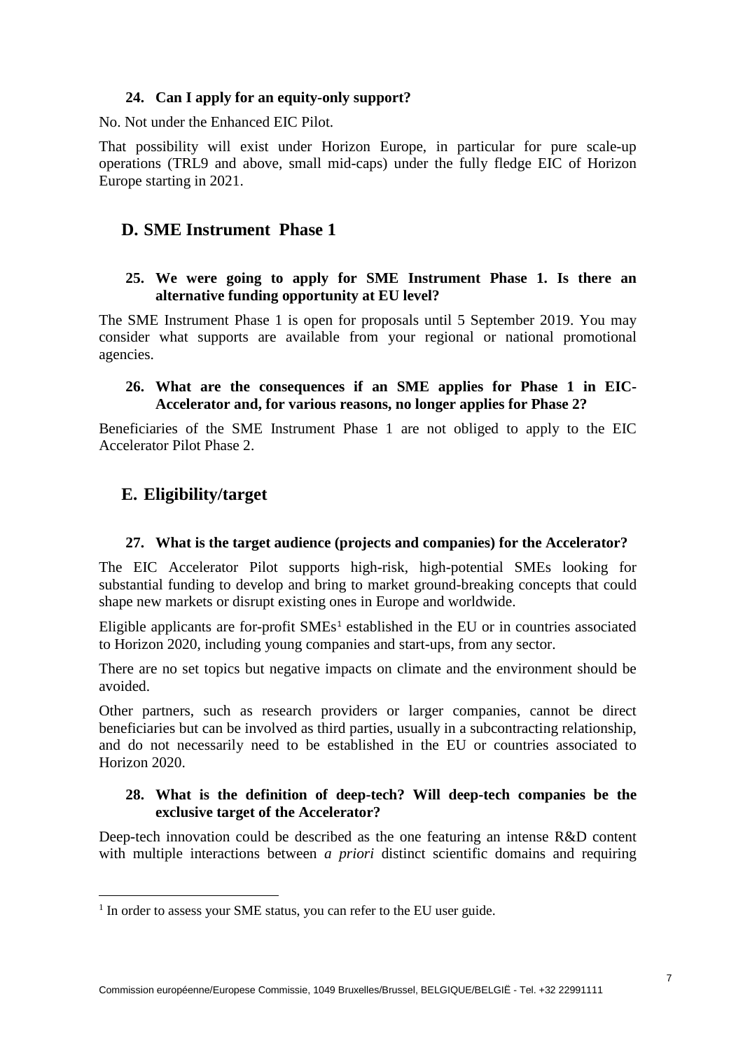### 24. Can I apply for an equity-only support?

No. Not under the Enhanced EIC Pilot.

That possibility will exist under Horizon Europe, in particular for pure scale-up operations (TRL9 and above, small mid-caps) under the fully fledge EIC of Horizon Europe starting in 2021.

## D. SME Instrument Phase 1

### 25. We were going to apply for SME Instrument Phase 1. Is there an alternative funding opportunity at EU level?

The SME Instrument Phase 1 is open for proposals until 5 September 2019. You may consider what supports are available from your regional or national promotional agencies.

### 26. What are the consequences if an SME applies for Phase 1 in EIC-Accelerator and, for various reasons, no longer applies for Phase 2?

Beneficiaries of the SME Instrument Phase 1 are not obliged to apply to the EIC Accelerator Pilot Phase 2.

## E. Eligibility/target

### 27. What is the target audience (projects and companies) for the Accelerator?

The EIC Accelerator Pilot supports high-risk, high-potential SMEs looking for substantial funding to develop and bring to market ground-breaking concepts that could shape new markets or disrupt existing ones in Europe and worldwide.

Eligible applicants are for-profit SMEs[1] established in the EU or in countries associated to Horizon 2020, including young companies and start-ups, from any sector.

There are no set topics but negative impacts on climate and the environment should be avoided.

Other partners, such as research providers or larger companies, cannot be direct beneficiaries but can be involved as third parties, usually in a subcontracting relationship, and do not necessarily need to be established in the EU or countries associated to Horizon 2020.

### 28. What is the definition of deep-tech? Will deep-tech companies be the exclusive target of the Accelerator?

Deep-tech innovation could be described as the one featuring an intense R&D content with multiple interactions between *a priori* distinct scientific domains and requiring

[1] In order to assess your SME status, you can refer to the EU user guide.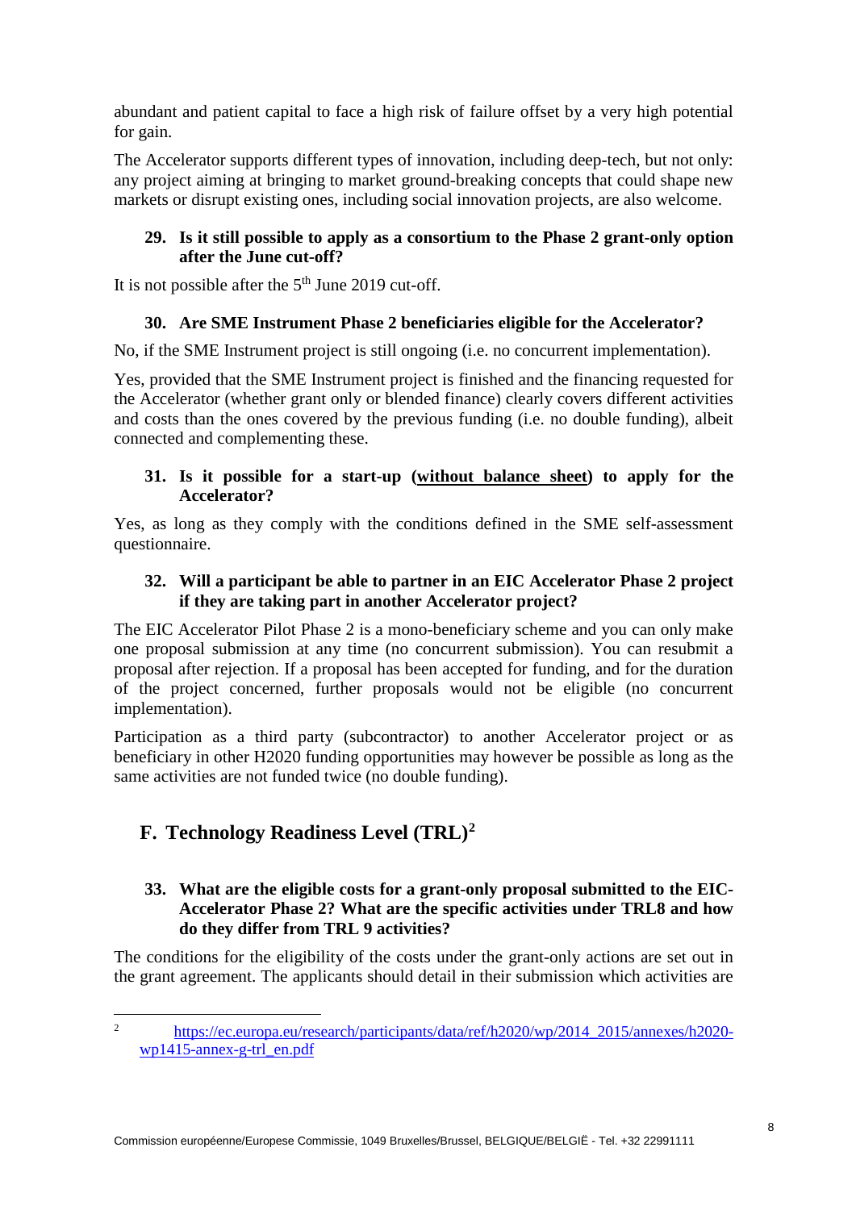abundant and patient capital to face a high risk of failure offset by a very high potential for gain.

The Accelerator supports different types of innovation, including deep-tech, but not only: any project aiming at bringing to market ground-breaking concepts that could shape new markets or disrupt existing ones, including social innovation projects, are also welcome.

### 29. Is it still possible to apply as a consortium to the Phase 2 grant-only option after the June cut-off?

It is not possible after the 5th June 2019 cut-off.

### 30. Are SME Instrument Phase 2 beneficiaries eligible for the Accelerator?

No, if the SME Instrument project is still ongoing (i.e. no concurrent implementation).

Yes, provided that the SME Instrument project is finished and the financing requested for the Accelerator (whether grant only or blended finance) clearly covers different activities and costs than the ones covered by the previous funding (i.e. no double funding), albeit connected and complementing these.

### 31. Is it possible for a start-up (<u>without balance sheet</u>) to apply for the Accelerator?

Yes, as long as they comply with the conditions defined in the SME self-assessment questionnaire.

### 32. Will a participant be able to partner in an EIC Accelerator Phase 2 project if they are taking part in another Accelerator project?

The EIC Accelerator Pilot Phase 2 is a mono-beneficiary scheme and you can only make one proposal submission at any time (no concurrent submission). You can resubmit a proposal after rejection. If a proposal has been accepted for funding, and for the duration of the project concerned, further proposals would not be eligible (no concurrent implementation).

Participation as a third party (subcontractor) to another Accelerator project or as beneficiary in other H2020 funding opportunities may however be possible as long as the same activities are not funded twice (no double funding).

## F. Technology Readiness Level (TRL)[2]

### 33. What are the eligible costs for a grant-only proposal submitted to the EIC-Accelerator Phase 2? What are the specific activities under TRL8 and how do they differ from TRL 9 activities?

The conditions for the eligibility of the costs under the grant-only actions are set out in the grant agreement. The applicants should detail in their submission which activities are

[2] https://ec.europa.eu/research/participants/data/ref/h2020/wp/2014_2015/annexes/h2020-wp1415-annex-g-trl_en.pdf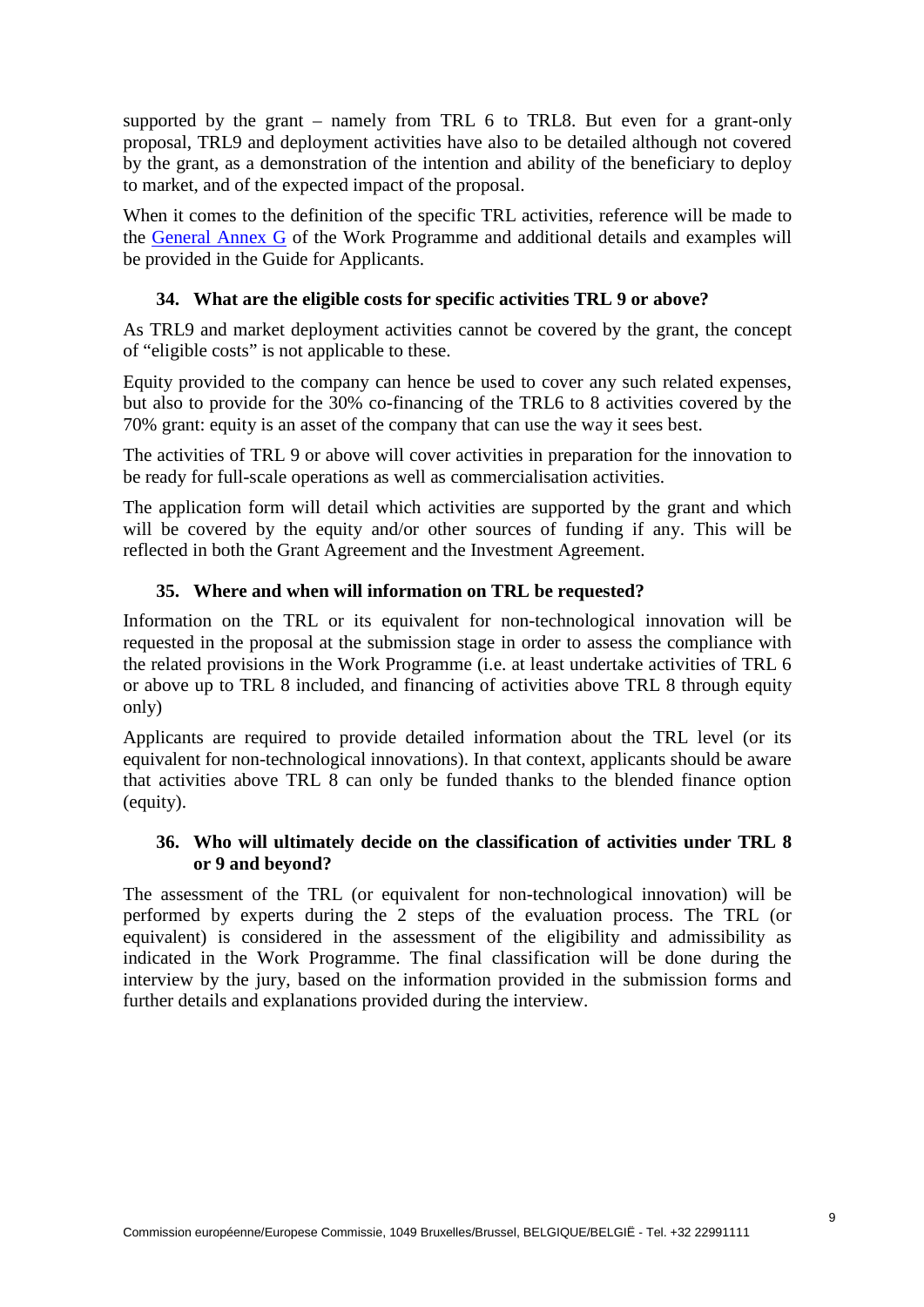supported by the grant – namely from TRL 6 to TRL8. But even for a grant-only proposal, TRL9 and deployment activities have also to be detailed although not covered by the grant, as a demonstration of the intention and ability of the beneficiary to deploy to market, and of the expected impact of the proposal.

When it comes to the definition of the specific TRL activities, reference will be made to the [General Annex G](#) of the Work Programme and additional details and examples will be provided in the Guide for Applicants.

### 34. What are the eligible costs for specific activities TRL 9 or above?

As TRL9 and market deployment activities cannot be covered by the grant, the concept of "eligible costs" is not applicable to these.

Equity provided to the company can hence be used to cover any such related expenses, but also to provide for the 30% co-financing of the TRL6 to 8 activities covered by the 70% grant: equity is an asset of the company that can use the way it sees best.

The activities of TRL 9 or above will cover activities in preparation for the innovation to be ready for full-scale operations as well as commercialisation activities.

The application form will detail which activities are supported by the grant and which will be covered by the equity and/or other sources of funding if any. This will be reflected in both the Grant Agreement and the Investment Agreement.

### 35. Where and when will information on TRL be requested?

Information on the TRL or its equivalent for non-technological innovation will be requested in the proposal at the submission stage in order to assess the compliance with the related provisions in the Work Programme (i.e. at least undertake activities of TRL 6 or above up to TRL 8 included, and financing of activities above TRL 8 through equity only)

Applicants are required to provide detailed information about the TRL level (or its equivalent for non-technological innovations). In that context, applicants should be aware that activities above TRL 8 can only be funded thanks to the blended finance option (equity).

### 36. Who will ultimately decide on the classification of activities under TRL 8 or 9 and beyond?

The assessment of the TRL (or equivalent for non-technological innovation) will be performed by experts during the 2 steps of the evaluation process. The TRL (or equivalent) is considered in the assessment of the eligibility and admissibility as indicated in the Work Programme. The final classification will be done during the interview by the jury, based on the information provided in the submission forms and further details and explanations provided during the interview.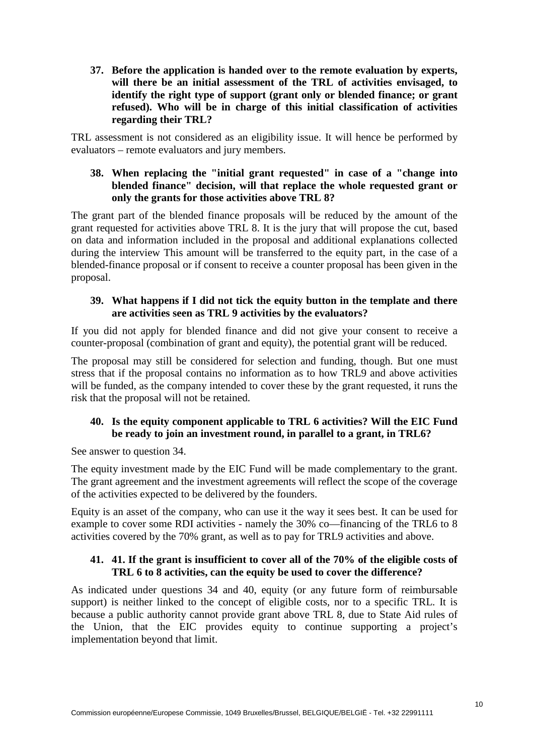### 37. Before the application is handed over to the remote evaluation by experts, will there be an initial assessment of the TRL of activities envisaged, to identify the right type of support (grant only or blended finance; or grant refused). Who will be in charge of this initial classification of activities regarding their TRL?

TRL assessment is not considered as an eligibility issue. It will hence be performed by evaluators – remote evaluators and jury members.

### 38. When replacing the "initial grant requested" in case of a "change into blended finance" decision, will that replace the whole requested grant or only the grants for those activities above TRL 8?

The grant part of the blended finance proposals will be reduced by the amount of the grant requested for activities above TRL 8. It is the jury that will propose the cut, based on data and information included in the proposal and additional explanations collected during the interview This amount will be transferred to the equity part, in the case of a blended-finance proposal or if consent to receive a counter proposal has been given in the proposal.

### 39. What happens if I did not tick the equity button in the template and there are activities seen as TRL 9 activities by the evaluators?

If you did not apply for blended finance and did not give your consent to receive a counter-proposal (combination of grant and equity), the potential grant will be reduced.

The proposal may still be considered for selection and funding, though. But one must stress that if the proposal contains no information as to how TRL9 and above activities will be funded, as the company intended to cover these by the grant requested, it runs the risk that the proposal will not be retained.

### 40. Is the equity component applicable to TRL 6 activities? Will the EIC Fund be ready to join an investment round, in parallel to a grant, in TRL6?

See answer to question 34.

The equity investment made by the EIC Fund will be made complementary to the grant. The grant agreement and the investment agreements will reflect the scope of the coverage of the activities expected to be delivered by the founders.

Equity is an asset of the company, who can use it the way it sees best. It can be used for example to cover some RDI activities - namely the 30% co—financing of the TRL6 to 8 activities covered by the 70% grant, as well as to pay for TRL9 activities and above.

### 41. 41. If the grant is insufficient to cover all of the 70% of the eligible costs of TRL 6 to 8 activities, can the equity be used to cover the difference?

As indicated under questions 34 and 40, equity (or any future form of reimbursable support) is neither linked to the concept of eligible costs, nor to a specific TRL. It is because a public authority cannot provide grant above TRL 8, due to State Aid rules of the Union, that the EIC provides equity to continue supporting a project's implementation beyond that limit.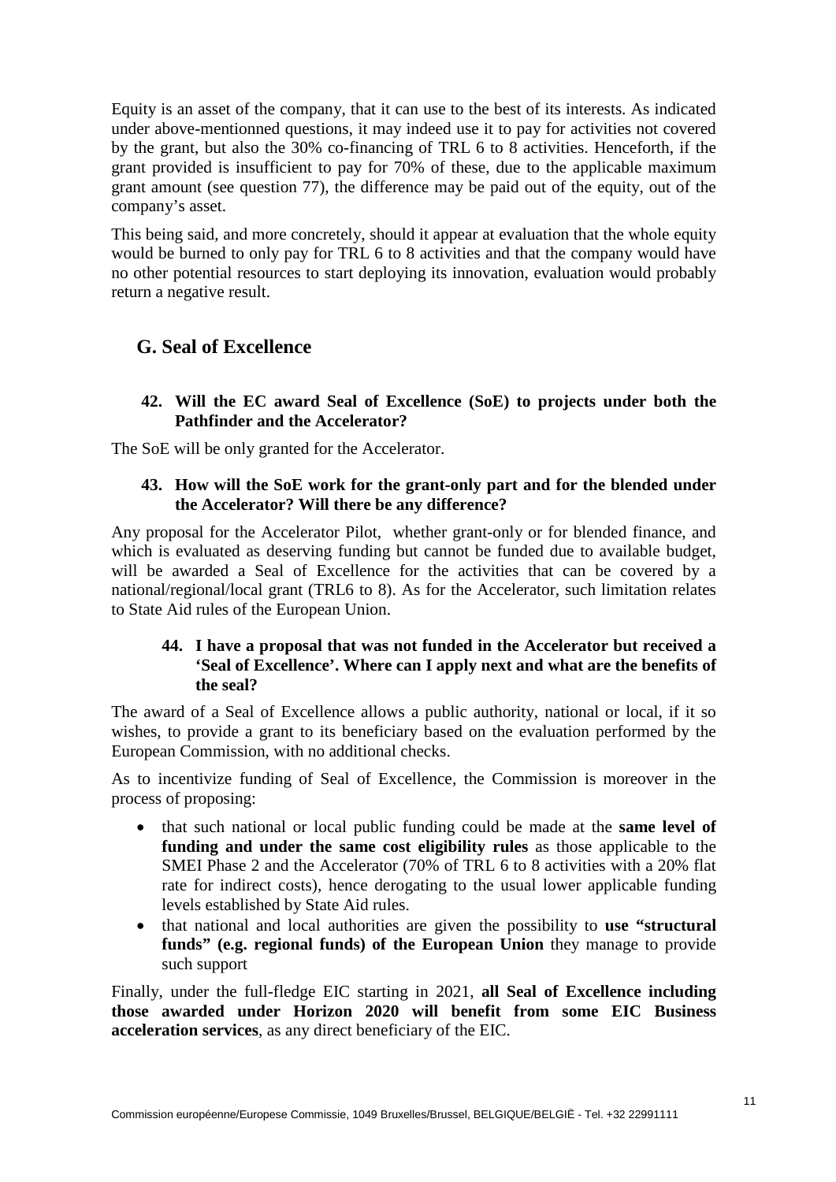Equity is an asset of the company, that it can use to the best of its interests. As indicated under above-mentionned questions, it may indeed use it to pay for activities not covered by the grant, but also the 30% co-financing of TRL 6 to 8 activities. Henceforth, if the grant provided is insufficient to pay for 70% of these, due to the applicable maximum grant amount (see question 77), the difference may be paid out of the equity, out of the company's asset.

This being said, and more concretely, should it appear at evaluation that the whole equity would be burned to only pay for TRL 6 to 8 activities and that the company would have no other potential resources to start deploying its innovation, evaluation would probably return a negative result.

## G. Seal of Excellence

### 42. Will the EC award Seal of Excellence (SoE) to projects under both the Pathfinder and the Accelerator?

The SoE will be only granted for the Accelerator.

### 43. How will the SoE work for the grant-only part and for the blended under the Accelerator? Will there be any difference?

Any proposal for the Accelerator Pilot, whether grant-only or for blended finance, and which is evaluated as deserving funding but cannot be funded due to available budget, will be awarded a Seal of Excellence for the activities that can be covered by a national/regional/local grant (TRL6 to 8). As for the Accelerator, such limitation relates to State Aid rules of the European Union.

### 44. I have a proposal that was not funded in the Accelerator but received a 'Seal of Excellence'. Where can I apply next and what are the benefits of the seal?

The award of a Seal of Excellence allows a public authority, national or local, if it so wishes, to provide a grant to its beneficiary based on the evaluation performed by the European Commission, with no additional checks.

As to incentivize funding of Seal of Excellence, the Commission is moreover in the process of proposing:

- that such national or local public funding could be made at the **same level of funding and under the same cost eligibility rules** as those applicable to the SMEI Phase 2 and the Accelerator (70% of TRL 6 to 8 activities with a 20% flat rate for indirect costs), hence derogating to the usual lower applicable funding levels established by State Aid rules.
- that national and local authorities are given the possibility to **use "structural funds" (e.g. regional funds) of the European Union** they manage to provide such support

Finally, under the full-fledge EIC starting in 2021, **all Seal of Excellence including those awarded under Horizon 2020 will benefit from some EIC Business acceleration services**, as any direct beneficiary of the EIC.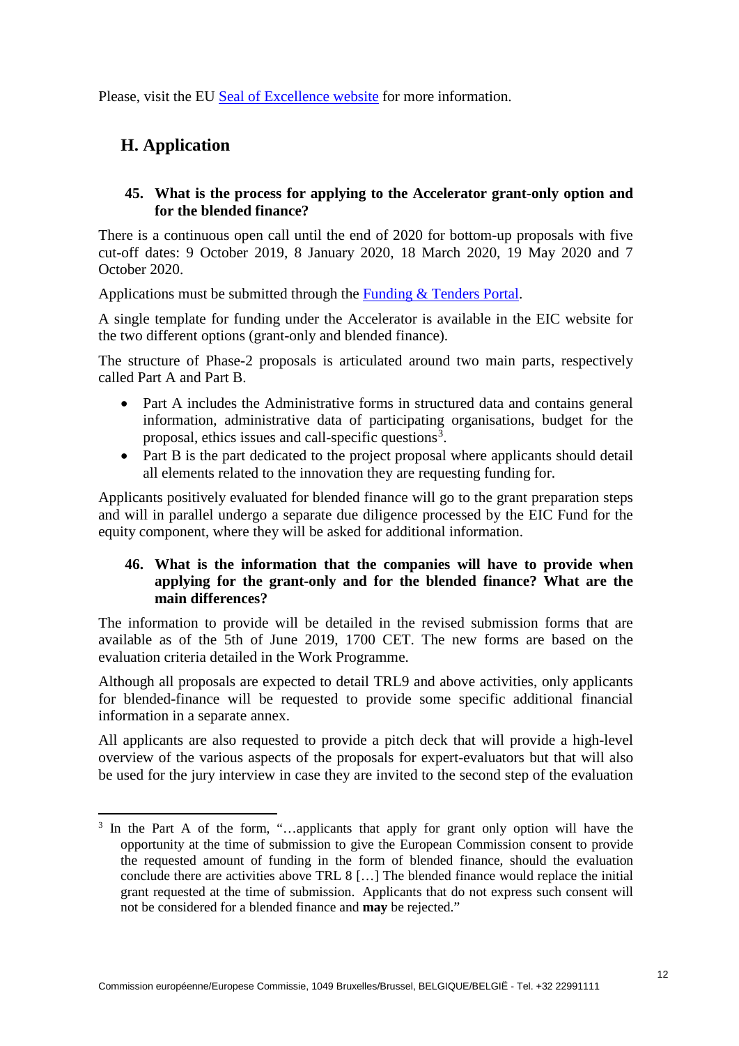Please, visit the EU Seal of Excellence website for more information.

## H. Application

### 45. What is the process for applying to the Accelerator grant-only option and for the blended finance?

There is a continuous open call until the end of 2020 for bottom-up proposals with five cut-off dates: 9 October 2019, 8 January 2020, 18 March 2020, 19 May 2020 and 7 October 2020.

Applications must be submitted through the Funding & Tenders Portal.

A single template for funding under the Accelerator is available in the EIC website for the two different options (grant-only and blended finance).

The structure of Phase-2 proposals is articulated around two main parts, respectively called Part A and Part B.

- Part A includes the Administrative forms in structured data and contains general information, administrative data of participating organisations, budget for the proposal, ethics issues and call-specific questions[3].
- Part B is the part dedicated to the project proposal where applicants should detail all elements related to the innovation they are requesting funding for.

Applicants positively evaluated for blended finance will go to the grant preparation steps and will in parallel undergo a separate due diligence processed by the EIC Fund for the equity component, where they will be asked for additional information.

### 46. What is the information that the companies will have to provide when applying for the grant-only and for the blended finance? What are the main differences?

The information to provide will be detailed in the revised submission forms that are available as of the 5th of June 2019, 1700 CET. The new forms are based on the evaluation criteria detailed in the Work Programme.

Although all proposals are expected to detail TRL9 and above activities, only applicants for blended-finance will be requested to provide some specific additional financial information in a separate annex.

All applicants are also requested to provide a pitch deck that will provide a high-level overview of the various aspects of the proposals for expert-evaluators but that will also be used for the jury interview in case they are invited to the second step of the evaluation

[3] In the Part A of the form, "…applicants that apply for grant only option will have the opportunity at the time of submission to give the European Commission consent to provide the requested amount of funding in the form of blended finance, should the evaluation conclude there are activities above TRL 8 […] The blended finance would replace the initial grant requested at the time of submission. Applicants that do not express such consent will not be considered for a blended finance and **may** be rejected."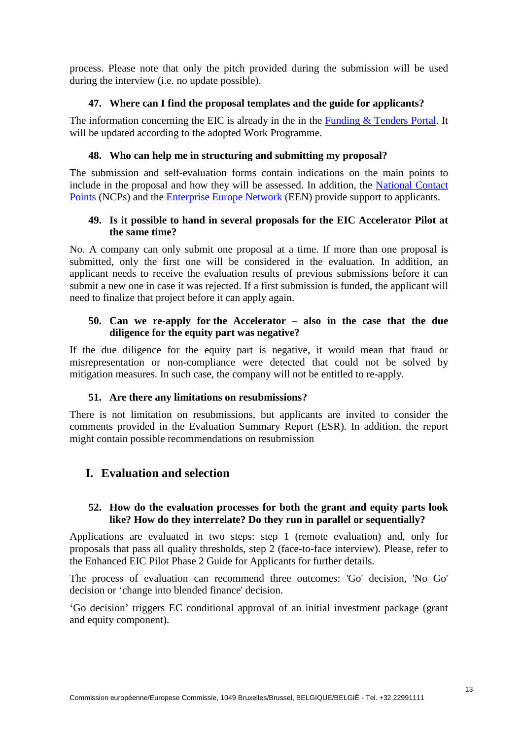process. Please note that only the pitch provided during the submission will be used during the interview (i.e. no update possible).

### 47. Where can I find the proposal templates and the guide for applicants?

The information concerning the EIC is already in the in the Funding & Tenders Portal. It will be updated according to the adopted Work Programme.

### 48. Who can help me in structuring and submitting my proposal?

The submission and self-evaluation forms contain indications on the main points to include in the proposal and how they will be assessed. In addition, the National Contact Points (NCPs) and the Enterprise Europe Network (EEN) provide support to applicants.

### 49. Is it possible to hand in several proposals for the EIC Accelerator Pilot at the same time?

No. A company can only submit one proposal at a time. If more than one proposal is submitted, only the first one will be considered in the evaluation. In addition, an applicant needs to receive the evaluation results of previous submissions before it can submit a new one in case it was rejected. If a first submission is funded, the applicant will need to finalize that project before it can apply again.

### 50. Can we re-apply for the Accelerator – also in the case that the due diligence for the equity part was negative?

If the due diligence for the equity part is negative, it would mean that fraud or misrepresentation or non-compliance were detected that could not be solved by mitigation measures. In such case, the company will not be entitled to re-apply.

### 51. Are there any limitations on resubmissions?

There is not limitation on resubmissions, but applicants are invited to consider the comments provided in the Evaluation Summary Report (ESR). In addition, the report might contain possible recommendations on resubmission

## I. Evaluation and selection

### 52. How do the evaluation processes for both the grant and equity parts look like? How do they interrelate? Do they run in parallel or sequentially?

Applications are evaluated in two steps: step 1 (remote evaluation) and, only for proposals that pass all quality thresholds, step 2 (face-to-face interview). Please, refer to the Enhanced EIC Pilot Phase 2 Guide for Applicants for further details.

The process of evaluation can recommend three outcomes: 'Go' decision, 'No Go' decision or 'change into blended finance' decision.

'Go decision' triggers EC conditional approval of an initial investment package (grant and equity component).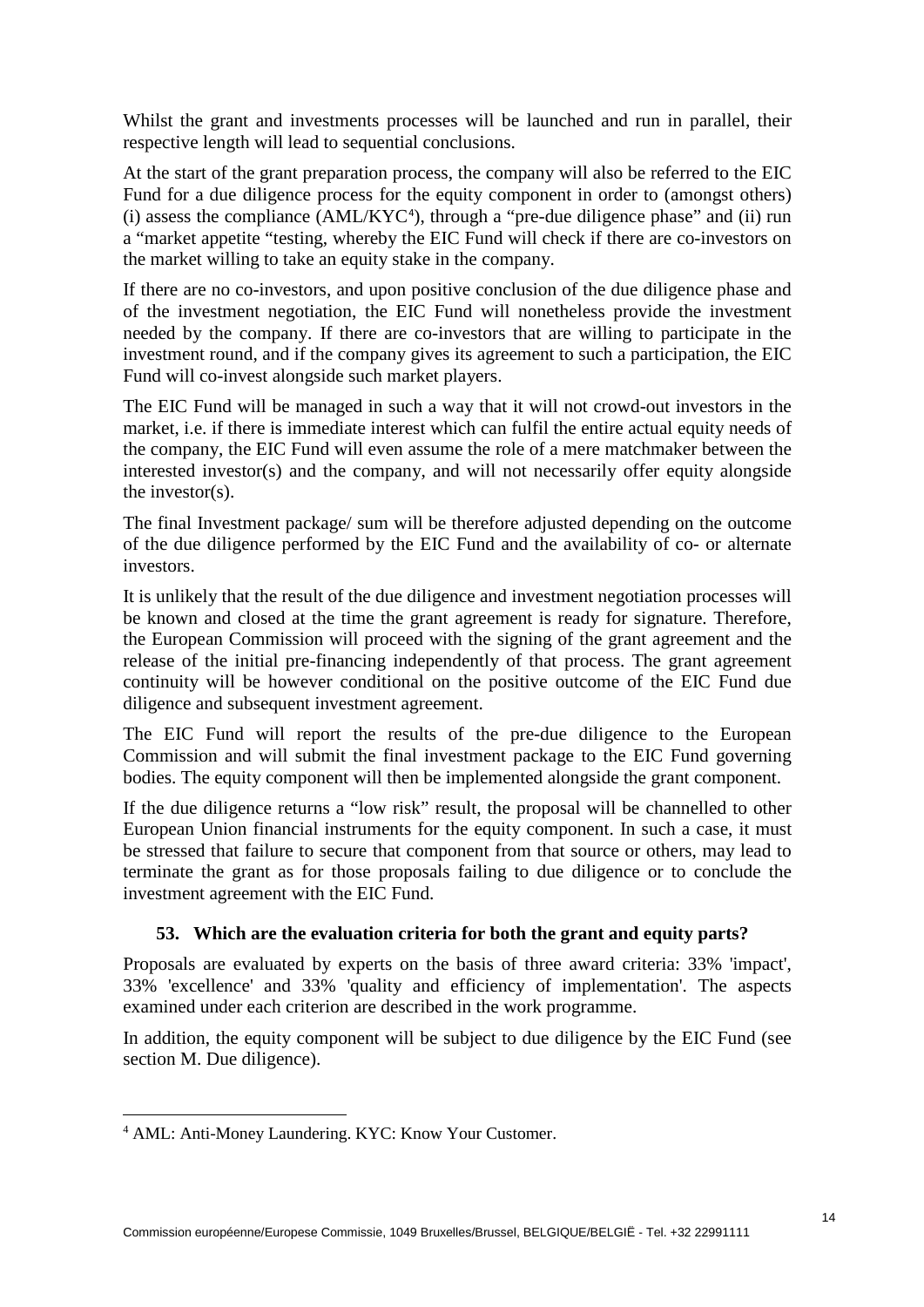Whilst the grant and investments processes will be launched and run in parallel, their respective length will lead to sequential conclusions.

At the start of the grant preparation process, the company will also be referred to the EIC Fund for a due diligence process for the equity component in order to (amongst others) (i) assess the compliance (AML/KYC[4]), through a "pre-due diligence phase" and (ii) run a "market appetite "testing, whereby the EIC Fund will check if there are co-investors on the market willing to take an equity stake in the company.

If there are no co-investors, and upon positive conclusion of the due diligence phase and of the investment negotiation, the EIC Fund will nonetheless provide the investment needed by the company. If there are co-investors that are willing to participate in the investment round, and if the company gives its agreement to such a participation, the EIC Fund will co-invest alongside such market players.

The EIC Fund will be managed in such a way that it will not crowd-out investors in the market, i.e. if there is immediate interest which can fulfil the entire actual equity needs of the company, the EIC Fund will even assume the role of a mere matchmaker between the interested investor(s) and the company, and will not necessarily offer equity alongside the investor(s).

The final Investment package/ sum will be therefore adjusted depending on the outcome of the due diligence performed by the EIC Fund and the availability of co- or alternate investors.

It is unlikely that the result of the due diligence and investment negotiation processes will be known and closed at the time the grant agreement is ready for signature. Therefore, the European Commission will proceed with the signing of the grant agreement and the release of the initial pre-financing independently of that process. The grant agreement continuity will be however conditional on the positive outcome of the EIC Fund due diligence and subsequent investment agreement.

The EIC Fund will report the results of the pre-due diligence to the European Commission and will submit the final investment package to the EIC Fund governing bodies. The equity component will then be implemented alongside the grant component.

If the due diligence returns a "low risk" result, the proposal will be channelled to other European Union financial instruments for the equity component. In such a case, it must be stressed that failure to secure that component from that source or others, may lead to terminate the grant as for those proposals failing to due diligence or to conclude the investment agreement with the EIC Fund.

### 53. Which are the evaluation criteria for both the grant and equity parts?

Proposals are evaluated by experts on the basis of three award criteria: 33% 'impact', 33% 'excellence' and 33% 'quality and efficiency of implementation'. The aspects examined under each criterion are described in the work programme.

In addition, the equity component will be subject to due diligence by the EIC Fund (see section M. Due diligence).

[4] AML: Anti-Money Laundering. KYC: Know Your Customer.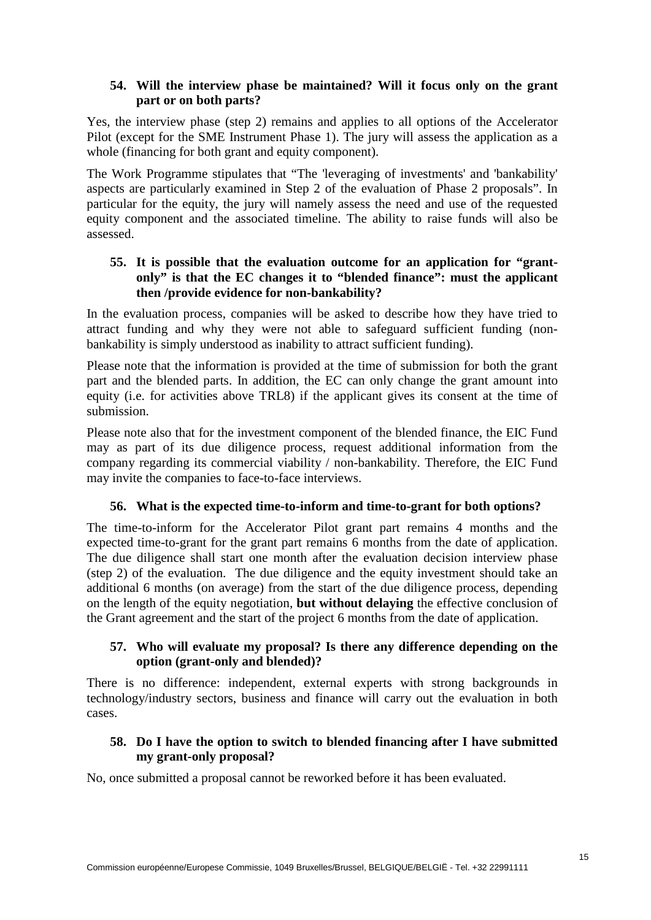### 54. Will the interview phase be maintained? Will it focus only on the grant part or on both parts?

Yes, the interview phase (step 2) remains and applies to all options of the Accelerator Pilot (except for the SME Instrument Phase 1). The jury will assess the application as a whole (financing for both grant and equity component).

The Work Programme stipulates that "The 'leveraging of investments' and 'bankability' aspects are particularly examined in Step 2 of the evaluation of Phase 2 proposals". In particular for the equity, the jury will namely assess the need and use of the requested equity component and the associated timeline. The ability to raise funds will also be assessed.

### 55. It is possible that the evaluation outcome for an application for "grant-only" is that the EC changes it to "blended finance": must the applicant then /provide evidence for non-bankability?

In the evaluation process, companies will be asked to describe how they have tried to attract funding and why they were not able to safeguard sufficient funding (non-bankability is simply understood as inability to attract sufficient funding).

Please note that the information is provided at the time of submission for both the grant part and the blended parts. In addition, the EC can only change the grant amount into equity (i.e. for activities above TRL8) if the applicant gives its consent at the time of submission.

Please note also that for the investment component of the blended finance, the EIC Fund may as part of its due diligence process, request additional information from the company regarding its commercial viability / non-bankability. Therefore, the EIC Fund may invite the companies to face-to-face interviews.

### 56. What is the expected time-to-inform and time-to-grant for both options?

The time-to-inform for the Accelerator Pilot grant part remains 4 months and the expected time-to-grant for the grant part remains 6 months from the date of application. The due diligence shall start one month after the evaluation decision interview phase (step 2) of the evaluation. The due diligence and the equity investment should take an additional 6 months (on average) from the start of the due diligence process, depending on the length of the equity negotiation, **but without delaying** the effective conclusion of the Grant agreement and the start of the project 6 months from the date of application.

### 57. Who will evaluate my proposal? Is there any difference depending on the option (grant-only and blended)?

There is no difference: independent, external experts with strong backgrounds in technology/industry sectors, business and finance will carry out the evaluation in both cases.

### 58. Do I have the option to switch to blended financing after I have submitted my grant-only proposal?

No, once submitted a proposal cannot be reworked before it has been evaluated.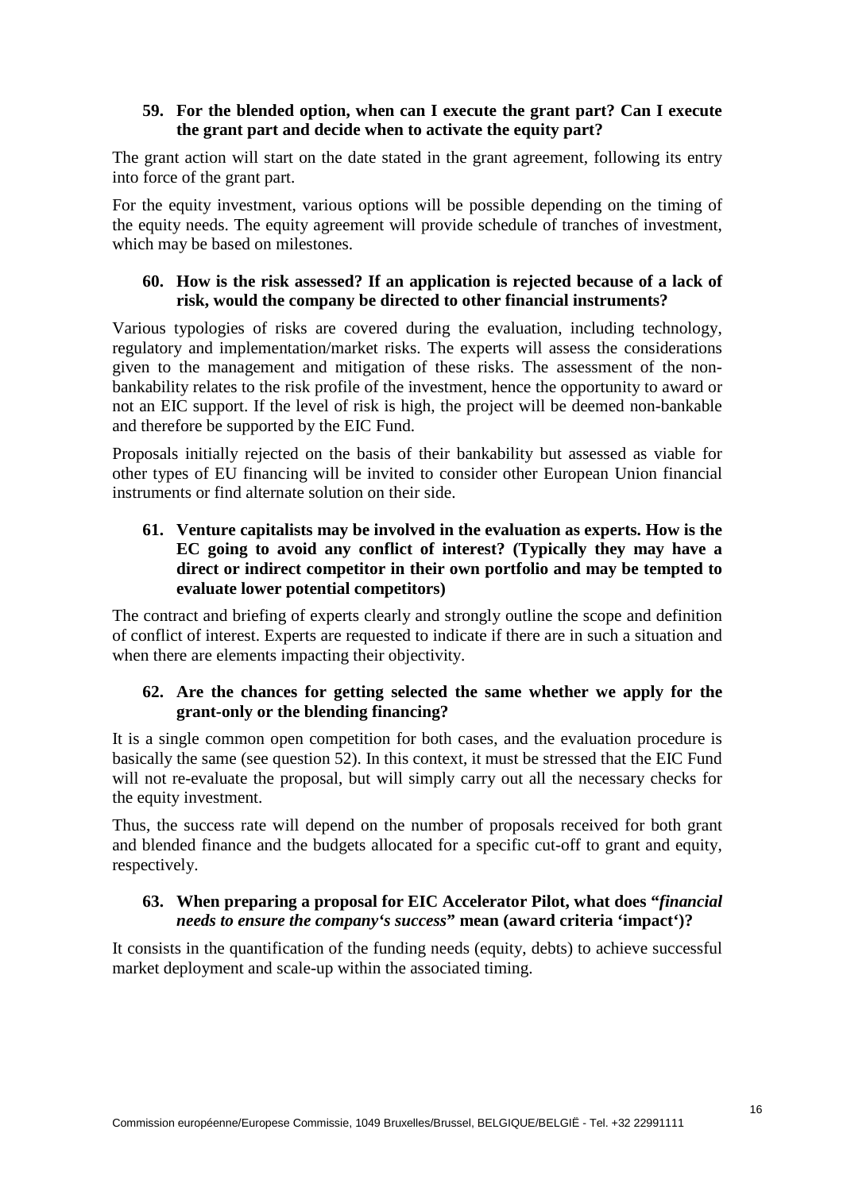### 59. For the blended option, when can I execute the grant part? Can I execute the grant part and decide when to activate the equity part?

The grant action will start on the date stated in the grant agreement, following its entry into force of the grant part.

For the equity investment, various options will be possible depending on the timing of the equity needs. The equity agreement will provide schedule of tranches of investment, which may be based on milestones.

### 60. How is the risk assessed? If an application is rejected because of a lack of risk, would the company be directed to other financial instruments?

Various typologies of risks are covered during the evaluation, including technology, regulatory and implementation/market risks. The experts will assess the considerations given to the management and mitigation of these risks. The assessment of the non-bankability relates to the risk profile of the investment, hence the opportunity to award or not an EIC support. If the level of risk is high, the project will be deemed non-bankable and therefore be supported by the EIC Fund.

Proposals initially rejected on the basis of their bankability but assessed as viable for other types of EU financing will be invited to consider other European Union financial instruments or find alternate solution on their side.

### 61. Venture capitalists may be involved in the evaluation as experts. How is the EC going to avoid any conflict of interest? (Typically they may have a direct or indirect competitor in their own portfolio and may be tempted to evaluate lower potential competitors)

The contract and briefing of experts clearly and strongly outline the scope and definition of conflict of interest. Experts are requested to indicate if there are in such a situation and when there are elements impacting their objectivity.

### 62. Are the chances for getting selected the same whether we apply for the grant-only or the blending financing?

It is a single common open competition for both cases, and the evaluation procedure is basically the same (see question 52). In this context, it must be stressed that the EIC Fund will not re-evaluate the proposal, but will simply carry out all the necessary checks for the equity investment.

Thus, the success rate will depend on the number of proposals received for both grant and blended finance and the budgets allocated for a specific cut-off to grant and equity, respectively.

### 63. When preparing a proposal for EIC Accelerator Pilot, what does "*financial needs to ensure the company's success*" mean (award criteria 'impact')?

It consists in the quantification of the funding needs (equity, debts) to achieve successful market deployment and scale-up within the associated timing.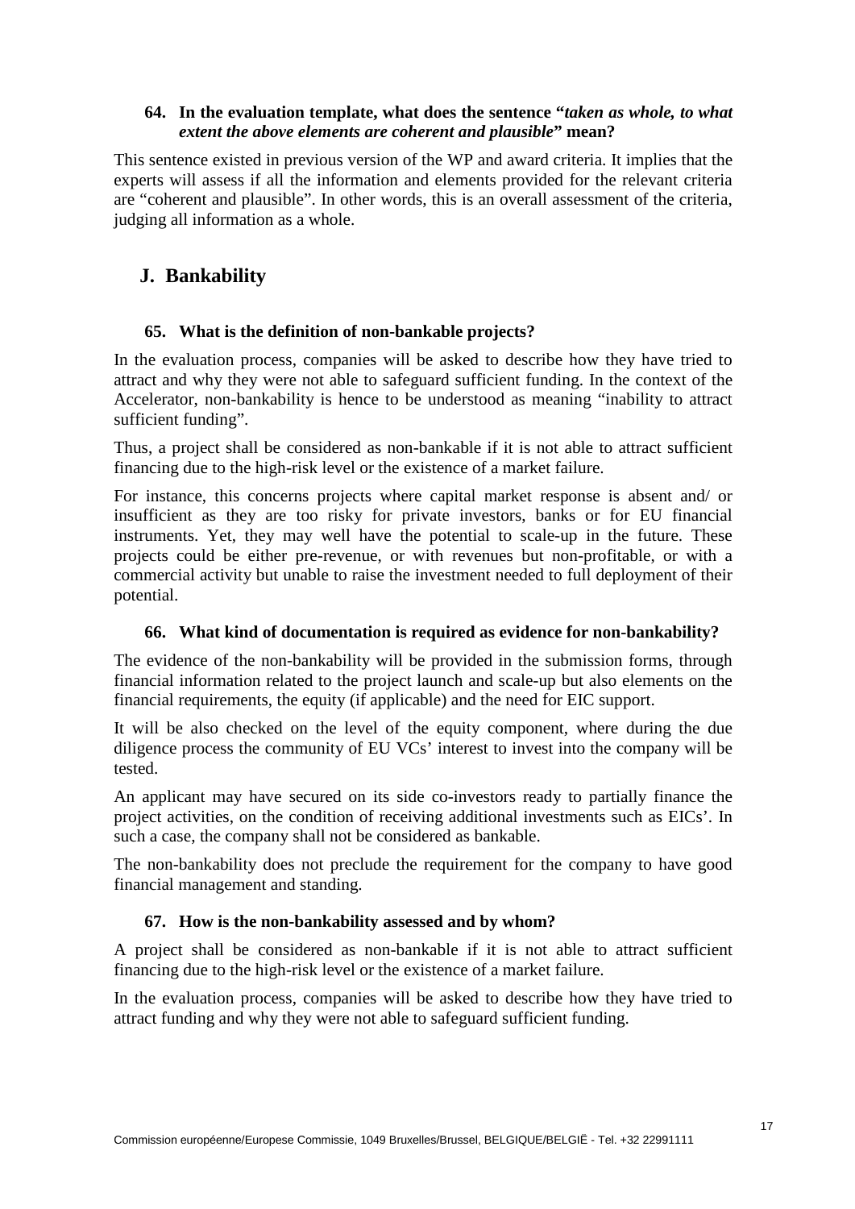### 64. In the evaluation template, what does the sentence "*taken as whole, to what extent the above elements are coherent and plausible*" mean?

This sentence existed in previous version of the WP and award criteria. It implies that the experts will assess if all the information and elements provided for the relevant criteria are "coherent and plausible". In other words, this is an overall assessment of the criteria, judging all information as a whole.

## J. Bankability

### 65. What is the definition of non-bankable projects?

In the evaluation process, companies will be asked to describe how they have tried to attract and why they were not able to safeguard sufficient funding. In the context of the Accelerator, non-bankability is hence to be understood as meaning "inability to attract sufficient funding".

Thus, a project shall be considered as non-bankable if it is not able to attract sufficient financing due to the high-risk level or the existence of a market failure.

For instance, this concerns projects where capital market response is absent and/ or insufficient as they are too risky for private investors, banks or for EU financial instruments. Yet, they may well have the potential to scale-up in the future. These projects could be either pre-revenue, or with revenues but non-profitable, or with a commercial activity but unable to raise the investment needed to full deployment of their potential.

### 66. What kind of documentation is required as evidence for non-bankability?

The evidence of the non-bankability will be provided in the submission forms, through financial information related to the project launch and scale-up but also elements on the financial requirements, the equity (if applicable) and the need for EIC support.

It will be also checked on the level of the equity component, where during the due diligence process the community of EU VCs' interest to invest into the company will be tested.

An applicant may have secured on its side co-investors ready to partially finance the project activities, on the condition of receiving additional investments such as EICs'. In such a case, the company shall not be considered as bankable.

The non-bankability does not preclude the requirement for the company to have good financial management and standing.

### 67. How is the non-bankability assessed and by whom?

A project shall be considered as non-bankable if it is not able to attract sufficient financing due to the high-risk level or the existence of a market failure.

In the evaluation process, companies will be asked to describe how they have tried to attract funding and why they were not able to safeguard sufficient funding.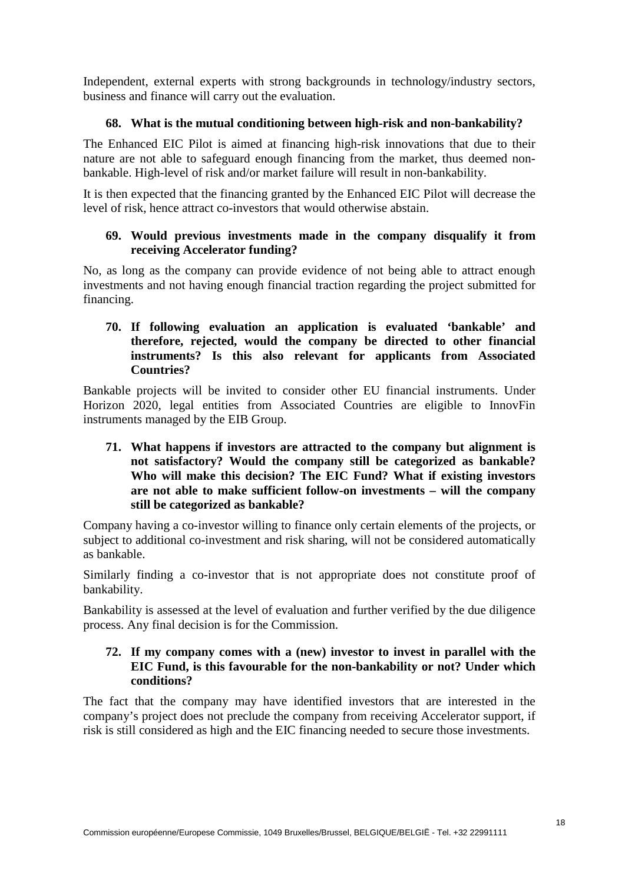Independent, external experts with strong backgrounds in technology/industry sectors, business and finance will carry out the evaluation.

### 68. What is the mutual conditioning between high-risk and non-bankability?

The Enhanced EIC Pilot is aimed at financing high-risk innovations that due to their nature are not able to safeguard enough financing from the market, thus deemed non-bankable. High-level of risk and/or market failure will result in non-bankability.

It is then expected that the financing granted by the Enhanced EIC Pilot will decrease the level of risk, hence attract co-investors that would otherwise abstain.

### 69. Would previous investments made in the company disqualify it from receiving Accelerator funding?

No, as long as the company can provide evidence of not being able to attract enough investments and not having enough financial traction regarding the project submitted for financing.

### 70. If following evaluation an application is evaluated 'bankable' and therefore, rejected, would the company be directed to other financial instruments? Is this also relevant for applicants from Associated Countries?

Bankable projects will be invited to consider other EU financial instruments. Under Horizon 2020, legal entities from Associated Countries are eligible to InnovFin instruments managed by the EIB Group.

### 71. What happens if investors are attracted to the company but alignment is not satisfactory? Would the company still be categorized as bankable? Who will make this decision? The EIC Fund? What if existing investors are not able to make sufficient follow-on investments – will the company still be categorized as bankable?

Company having a co-investor willing to finance only certain elements of the projects, or subject to additional co-investment and risk sharing, will not be considered automatically as bankable.

Similarly finding a co-investor that is not appropriate does not constitute proof of bankability.

Bankability is assessed at the level of evaluation and further verified by the due diligence process. Any final decision is for the Commission.

### 72. If my company comes with a (new) investor to invest in parallel with the EIC Fund, is this favourable for the non-bankability or not? Under which conditions?

The fact that the company may have identified investors that are interested in the company's project does not preclude the company from receiving Accelerator support, if risk is still considered as high and the EIC financing needed to secure those investments.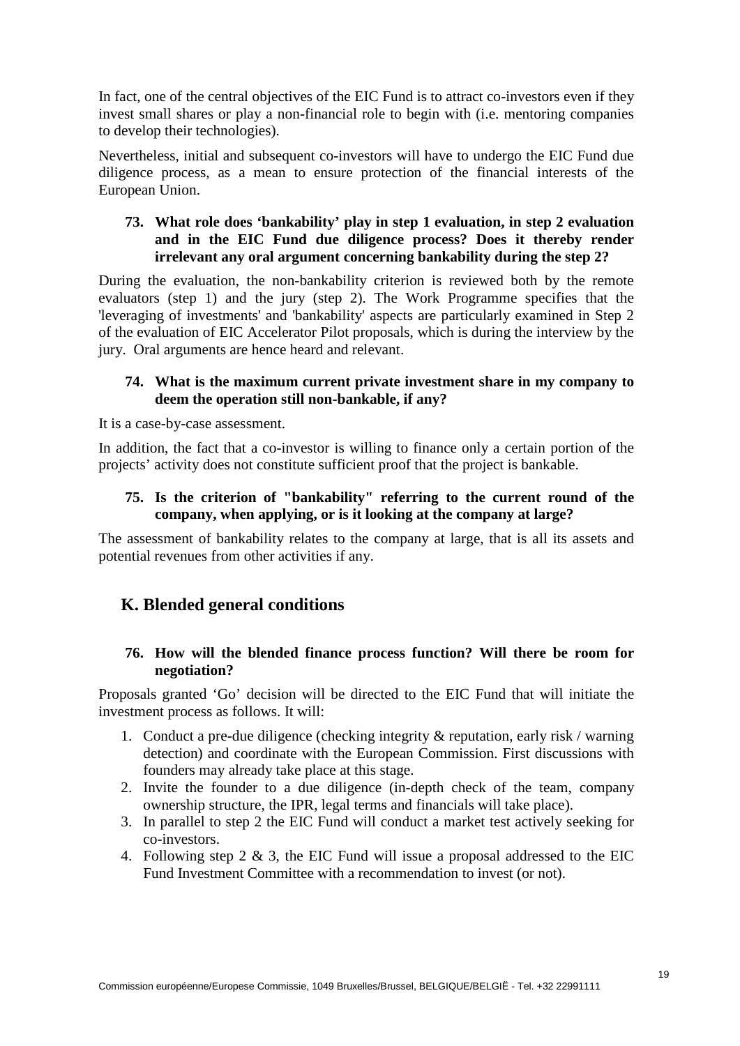In fact, one of the central objectives of the EIC Fund is to attract co-investors even if they invest small shares or play a non-financial role to begin with (i.e. mentoring companies to develop their technologies).

Nevertheless, initial and subsequent co-investors will have to undergo the EIC Fund due diligence process, as a mean to ensure protection of the financial interests of the European Union.

### 73. What role does 'bankability' play in step 1 evaluation, in step 2 evaluation and in the EIC Fund due diligence process? Does it thereby render irrelevant any oral argument concerning bankability during the step 2?

During the evaluation, the non-bankability criterion is reviewed both by the remote evaluators (step 1) and the jury (step 2). The Work Programme specifies that the 'leveraging of investments' and 'bankability' aspects are particularly examined in Step 2 of the evaluation of EIC Accelerator Pilot proposals, which is during the interview by the jury. Oral arguments are hence heard and relevant.

### 74. What is the maximum current private investment share in my company to deem the operation still non-bankable, if any?

It is a case-by-case assessment.

In addition, the fact that a co-investor is willing to finance only a certain portion of the projects' activity does not constitute sufficient proof that the project is bankable.

### 75. Is the criterion of "bankability" referring to the current round of the company, when applying, or is it looking at the company at large?

The assessment of bankability relates to the company at large, that is all its assets and potential revenues from other activities if any.

## K. Blended general conditions

### 76. How will the blended finance process function? Will there be room for negotiation?

Proposals granted 'Go' decision will be directed to the EIC Fund that will initiate the investment process as follows. It will:

1. Conduct a pre-due diligence (checking integrity & reputation, early risk / warning detection) and coordinate with the European Commission. First discussions with founders may already take place at this stage.
2. Invite the founder to a due diligence (in-depth check of the team, company ownership structure, the IPR, legal terms and financials will take place).
3. In parallel to step 2 the EIC Fund will conduct a market test actively seeking for co-investors.
4. Following step 2 & 3, the EIC Fund will issue a proposal addressed to the EIC Fund Investment Committee with a recommendation to invest (or not).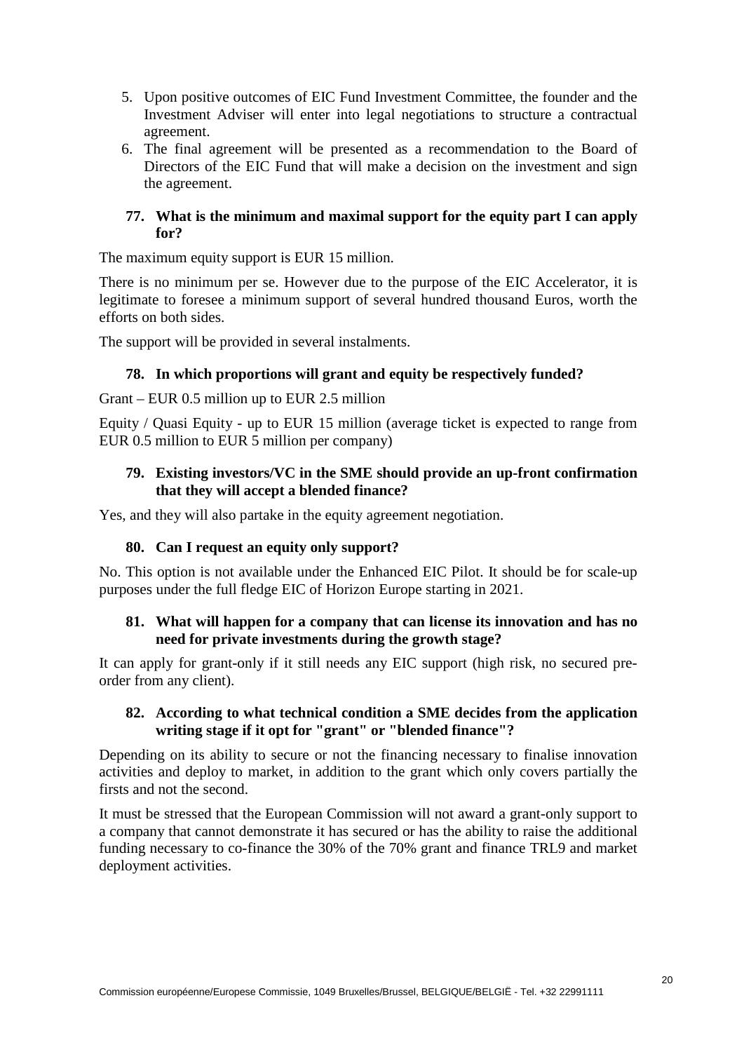5. Upon positive outcomes of EIC Fund Investment Committee, the founder and the Investment Adviser will enter into legal negotiations to structure a contractual agreement.
6. The final agreement will be presented as a recommendation to the Board of Directors of the EIC Fund that will make a decision on the investment and sign the agreement.

### 77. What is the minimum and maximal support for the equity part I can apply for?

The maximum equity support is EUR 15 million.

There is no minimum per se. However due to the purpose of the EIC Accelerator, it is legitimate to foresee a minimum support of several hundred thousand Euros, worth the efforts on both sides.

The support will be provided in several instalments.

### 78. In which proportions will grant and equity be respectively funded?

Grant – EUR 0.5 million up to EUR 2.5 million

Equity / Quasi Equity - up to EUR 15 million (average ticket is expected to range from EUR 0.5 million to EUR 5 million per company)

### 79. Existing investors/VC in the SME should provide an up-front confirmation that they will accept a blended finance?

Yes, and they will also partake in the equity agreement negotiation.

### 80. Can I request an equity only support?

No. This option is not available under the Enhanced EIC Pilot. It should be for scale-up purposes under the full fledge EIC of Horizon Europe starting in 2021.

### 81. What will happen for a company that can license its innovation and has no need for private investments during the growth stage?

It can apply for grant-only if it still needs any EIC support (high risk, no secured pre-order from any client).

### 82. According to what technical condition a SME decides from the application writing stage if it opt for "grant" or "blended finance"?

Depending on its ability to secure or not the financing necessary to finalise innovation activities and deploy to market, in addition to the grant which only covers partially the firsts and not the second.

It must be stressed that the European Commission will not award a grant-only support to a company that cannot demonstrate it has secured or has the ability to raise the additional funding necessary to co-finance the 30% of the 70% grant and finance TRL9 and market deployment activities.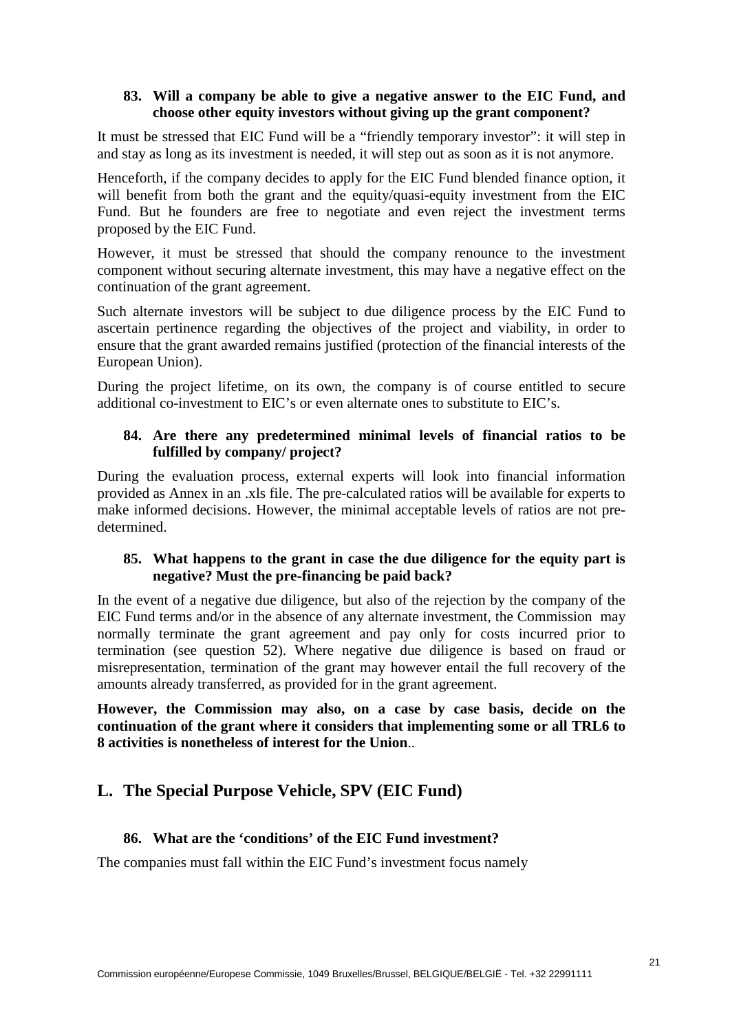### 83. Will a company be able to give a negative answer to the EIC Fund, and choose other equity investors without giving up the grant component?

It must be stressed that EIC Fund will be a "friendly temporary investor": it will step in and stay as long as its investment is needed, it will step out as soon as it is not anymore.

Henceforth, if the company decides to apply for the EIC Fund blended finance option, it will benefit from both the grant and the equity/quasi-equity investment from the EIC Fund. But he founders are free to negotiate and even reject the investment terms proposed by the EIC Fund.

However, it must be stressed that should the company renounce to the investment component without securing alternate investment, this may have a negative effect on the continuation of the grant agreement.

Such alternate investors will be subject to due diligence process by the EIC Fund to ascertain pertinence regarding the objectives of the project and viability, in order to ensure that the grant awarded remains justified (protection of the financial interests of the European Union).

During the project lifetime, on its own, the company is of course entitled to secure additional co-investment to EIC's or even alternate ones to substitute to EIC's.

### 84. Are there any predetermined minimal levels of financial ratios to be fulfilled by company/ project?

During the evaluation process, external experts will look into financial information provided as Annex in an .xls file. The pre-calculated ratios will be available for experts to make informed decisions. However, the minimal acceptable levels of ratios are not pre-determined.

### 85. What happens to the grant in case the due diligence for the equity part is negative? Must the pre-financing be paid back?

In the event of a negative due diligence, but also of the rejection by the company of the EIC Fund terms and/or in the absence of any alternate investment, the Commission may normally terminate the grant agreement and pay only for costs incurred prior to termination (see question 52). Where negative due diligence is based on fraud or misrepresentation, termination of the grant may however entail the full recovery of the amounts already transferred, as provided for in the grant agreement.

**However, the Commission may also, on a case by case basis, decide on the continuation of the grant where it considers that implementing some or all TRL6 to 8 activities is nonetheless of interest for the Union**..

## L. The Special Purpose Vehicle, SPV (EIC Fund)

### 86. What are the 'conditions' of the EIC Fund investment?

The companies must fall within the EIC Fund's investment focus namely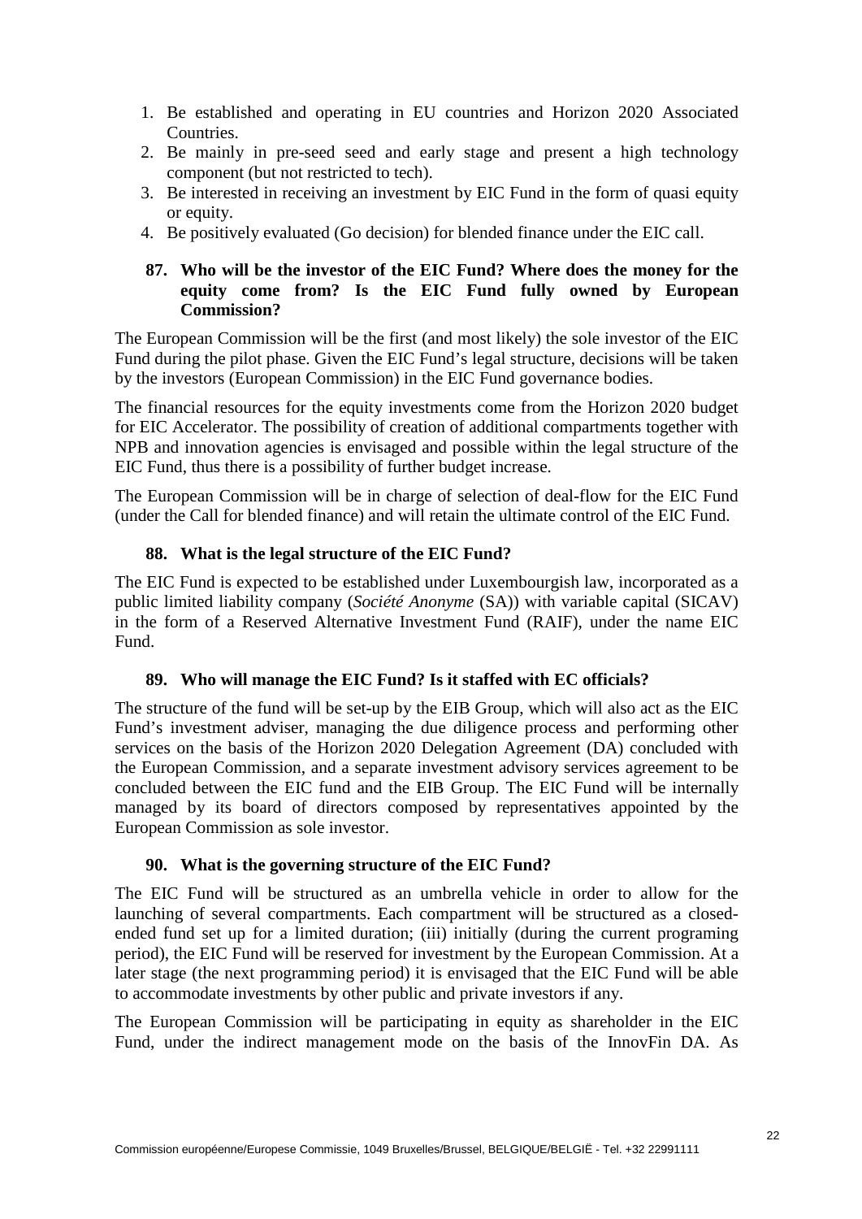1. Be established and operating in EU countries and Horizon 2020 Associated Countries.
2. Be mainly in pre-seed seed and early stage and present a high technology component (but not restricted to tech).
3. Be interested in receiving an investment by EIC Fund in the form of quasi equity or equity.
4. Be positively evaluated (Go decision) for blended finance under the EIC call.

### 87. Who will be the investor of the EIC Fund? Where does the money for the equity come from? Is the EIC Fund fully owned by European Commission?

The European Commission will be the first (and most likely) the sole investor of the EIC Fund during the pilot phase. Given the EIC Fund's legal structure, decisions will be taken by the investors (European Commission) in the EIC Fund governance bodies.

The financial resources for the equity investments come from the Horizon 2020 budget for EIC Accelerator. The possibility of creation of additional compartments together with NPB and innovation agencies is envisaged and possible within the legal structure of the EIC Fund, thus there is a possibility of further budget increase.

The European Commission will be in charge of selection of deal-flow for the EIC Fund (under the Call for blended finance) and will retain the ultimate control of the EIC Fund.

### 88. What is the legal structure of the EIC Fund?

The EIC Fund is expected to be established under Luxembourgish law, incorporated as a public limited liability company (*Société Anonyme* (SA)) with variable capital (SICAV) in the form of a Reserved Alternative Investment Fund (RAIF), under the name EIC Fund.

### 89. Who will manage the EIC Fund? Is it staffed with EC officials?

The structure of the fund will be set-up by the EIB Group, which will also act as the EIC Fund's investment adviser, managing the due diligence process and performing other services on the basis of the Horizon 2020 Delegation Agreement (DA) concluded with the European Commission, and a separate investment advisory services agreement to be concluded between the EIC fund and the EIB Group. The EIC Fund will be internally managed by its board of directors composed by representatives appointed by the European Commission as sole investor.

### 90. What is the governing structure of the EIC Fund?

The EIC Fund will be structured as an umbrella vehicle in order to allow for the launching of several compartments. Each compartment will be structured as a closed-ended fund set up for a limited duration; (iii) initially (during the current programing period), the EIC Fund will be reserved for investment by the European Commission. At a later stage (the next programming period) it is envisaged that the EIC Fund will be able to accommodate investments by other public and private investors if any.

The European Commission will be participating in equity as shareholder in the EIC Fund, under the indirect management mode on the basis of the InnovFin DA. As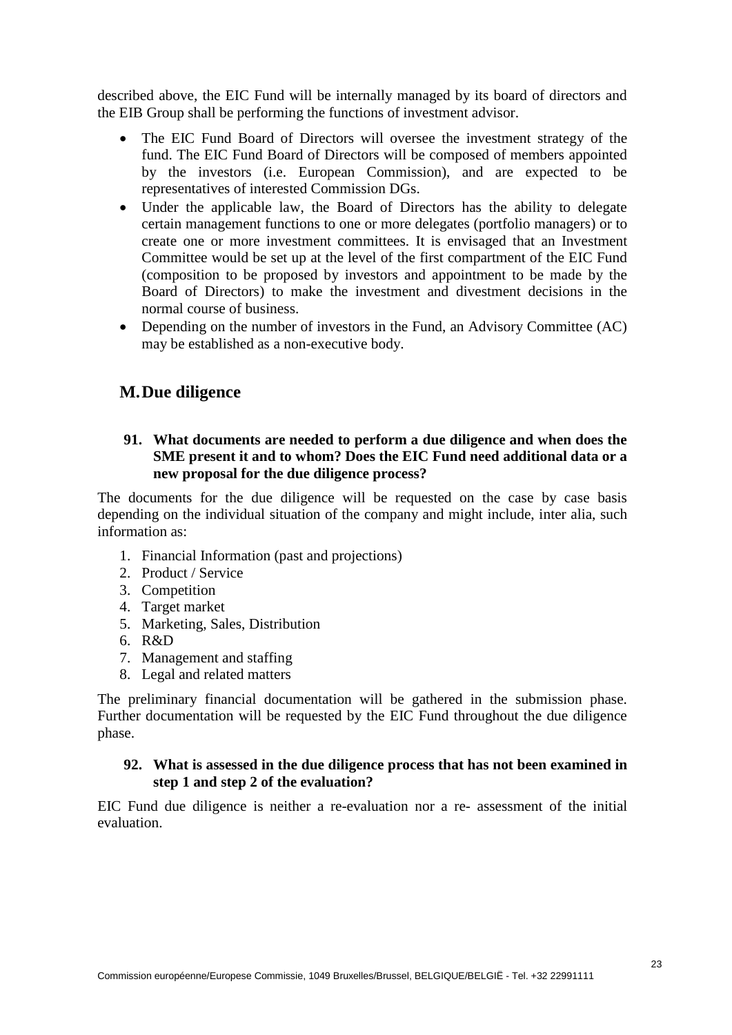described above, the EIC Fund will be internally managed by its board of directors and the EIB Group shall be performing the functions of investment advisor.

- The EIC Fund Board of Directors will oversee the investment strategy of the fund. The EIC Fund Board of Directors will be composed of members appointed by the investors (i.e. European Commission), and are expected to be representatives of interested Commission DGs.
- Under the applicable law, the Board of Directors has the ability to delegate certain management functions to one or more delegates (portfolio managers) or to create one or more investment committees. It is envisaged that an Investment Committee would be set up at the level of the first compartment of the EIC Fund (composition to be proposed by investors and appointment to be made by the Board of Directors) to make the investment and divestment decisions in the normal course of business.
- Depending on the number of investors in the Fund, an Advisory Committee (AC) may be established as a non-executive body.

## M. Due diligence

### 91. What documents are needed to perform a due diligence and when does the SME present it and to whom? Does the EIC Fund need additional data or a new proposal for the due diligence process?

The documents for the due diligence will be requested on the case by case basis depending on the individual situation of the company and might include, inter alia, such information as:

1. Financial Information (past and projections)
2. Product / Service
3. Competition
4. Target market
5. Marketing, Sales, Distribution
6. R&D
7. Management and staffing
8. Legal and related matters

The preliminary financial documentation will be gathered in the submission phase. Further documentation will be requested by the EIC Fund throughout the due diligence phase.

### 92. What is assessed in the due diligence process that has not been examined in step 1 and step 2 of the evaluation?

EIC Fund due diligence is neither a re-evaluation nor a re- assessment of the initial evaluation.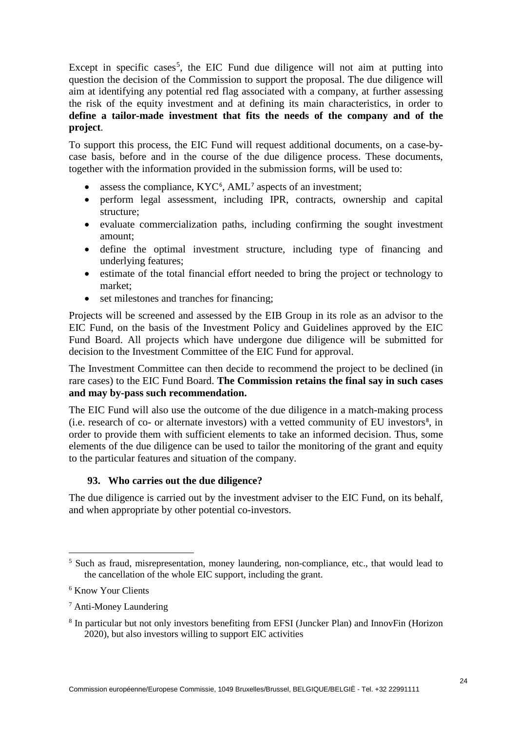Except in specific cases[5], the EIC Fund due diligence will not aim at putting into question the decision of the Commission to support the proposal. The due diligence will aim at identifying any potential red flag associated with a company, at further assessing the risk of the equity investment and at defining its main characteristics, in order to **define a tailor-made investment that fits the needs of the company and of the project**.

To support this process, the EIC Fund will request additional documents, on a case-by-case basis, before and in the course of the due diligence process. These documents, together with the information provided in the submission forms, will be used to:

- assess the compliance, KYC[6], AML[7] aspects of an investment;
- perform legal assessment, including IPR, contracts, ownership and capital structure;
- evaluate commercialization paths, including confirming the sought investment amount;
- define the optimal investment structure, including type of financing and underlying features;
- estimate of the total financial effort needed to bring the project or technology to market;
- set milestones and tranches for financing;

Projects will be screened and assessed by the EIB Group in its role as an advisor to the EIC Fund, on the basis of the Investment Policy and Guidelines approved by the EIC Fund Board. All projects which have undergone due diligence will be submitted for decision to the Investment Committee of the EIC Fund for approval.

The Investment Committee can then decide to recommend the project to be declined (in rare cases) to the EIC Fund Board. **The Commission retains the final say in such cases and may by-pass such recommendation.**

The EIC Fund will also use the outcome of the due diligence in a match-making process (i.e. research of co- or alternate investors) with a vetted community of EU investors[8], in order to provide them with sufficient elements to take an informed decision. Thus, some elements of the due diligence can be used to tailor the monitoring of the grant and equity to the particular features and situation of the company.

### 93. Who carries out the due diligence?

The due diligence is carried out by the investment adviser to the EIC Fund, on its behalf, and when appropriate by other potential co-investors.

---

[5] Such as fraud, misrepresentation, money laundering, non-compliance, etc., that would lead to the cancellation of the whole EIC support, including the grant.

[6] Know Your Clients

[7] Anti-Money Laundering

[8] In particular but not only investors benefiting from EFSI (Juncker Plan) and InnovFin (Horizon 2020), but also investors willing to support EIC activities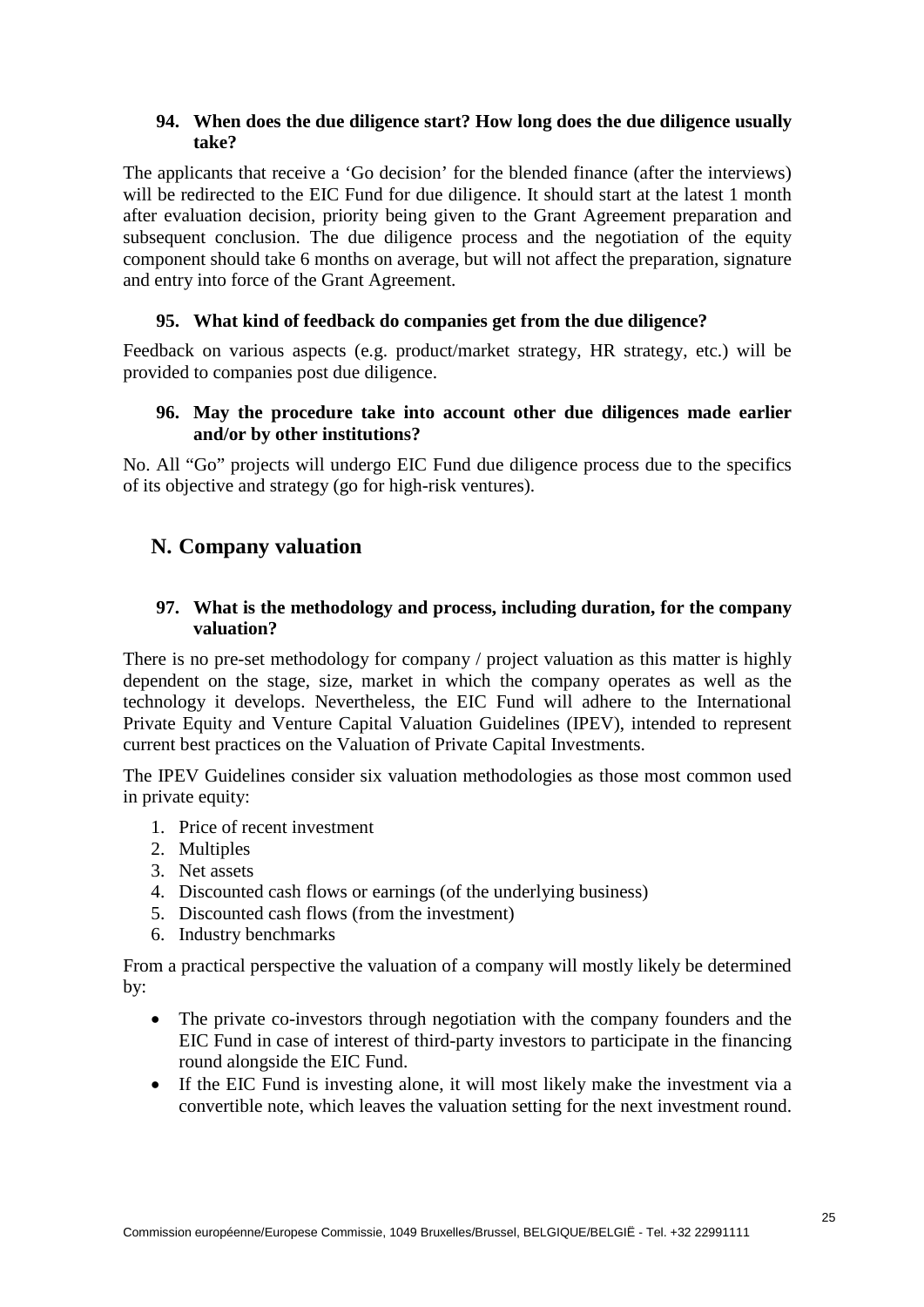### 94. When does the due diligence start? How long does the due diligence usually take?

The applicants that receive a 'Go decision' for the blended finance (after the interviews) will be redirected to the EIC Fund for due diligence. It should start at the latest 1 month after evaluation decision, priority being given to the Grant Agreement preparation and subsequent conclusion. The due diligence process and the negotiation of the equity component should take 6 months on average, but will not affect the preparation, signature and entry into force of the Grant Agreement.

### 95. What kind of feedback do companies get from the due diligence?

Feedback on various aspects (e.g. product/market strategy, HR strategy, etc.) will be provided to companies post due diligence.

### 96. May the procedure take into account other due diligences made earlier and/or by other institutions?

No. All "Go" projects will undergo EIC Fund due diligence process due to the specifics of its objective and strategy (go for high-risk ventures).

## N. Company valuation

### 97. What is the methodology and process, including duration, for the company valuation?

There is no pre-set methodology for company / project valuation as this matter is highly dependent on the stage, size, market in which the company operates as well as the technology it develops. Nevertheless, the EIC Fund will adhere to the International Private Equity and Venture Capital Valuation Guidelines (IPEV), intended to represent current best practices on the Valuation of Private Capital Investments.

The IPEV Guidelines consider six valuation methodologies as those most common used in private equity:

1. Price of recent investment
2. Multiples
3. Net assets
4. Discounted cash flows or earnings (of the underlying business)
5. Discounted cash flows (from the investment)
6. Industry benchmarks

From a practical perspective the valuation of a company will mostly likely be determined by:

- The private co-investors through negotiation with the company founders and the EIC Fund in case of interest of third-party investors to participate in the financing round alongside the EIC Fund.
- If the EIC Fund is investing alone, it will most likely make the investment via a convertible note, which leaves the valuation setting for the next investment round.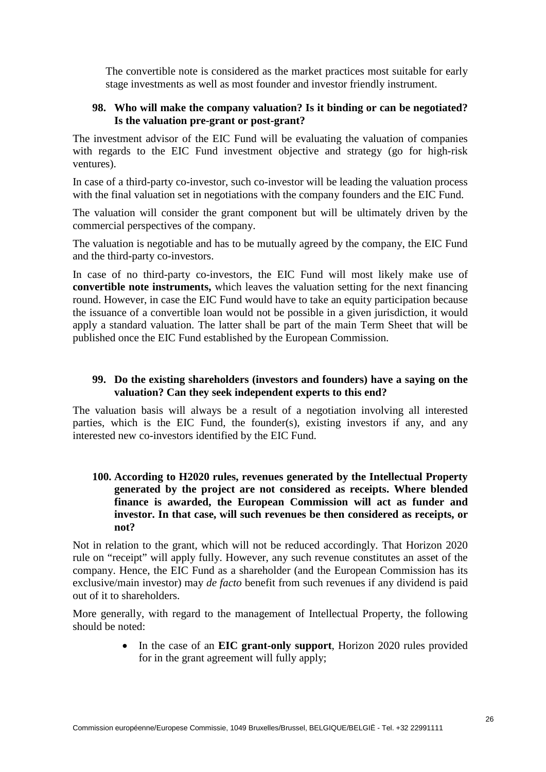The convertible note is considered as the market practices most suitable for early stage investments as well as most founder and investor friendly instrument.

### 98. Who will make the company valuation? Is it binding or can be negotiated? Is the valuation pre-grant or post-grant?

The investment advisor of the EIC Fund will be evaluating the valuation of companies with regards to the EIC Fund investment objective and strategy (go for high-risk ventures).

In case of a third-party co-investor, such co-investor will be leading the valuation process with the final valuation set in negotiations with the company founders and the EIC Fund.

The valuation will consider the grant component but will be ultimately driven by the commercial perspectives of the company.

The valuation is negotiable and has to be mutually agreed by the company, the EIC Fund and the third-party co-investors.

In case of no third-party co-investors, the EIC Fund will most likely make use of **convertible note instruments,** which leaves the valuation setting for the next financing round. However, in case the EIC Fund would have to take an equity participation because the issuance of a convertible loan would not be possible in a given jurisdiction, it would apply a standard valuation. The latter shall be part of the main Term Sheet that will be published once the EIC Fund established by the European Commission.

### 99. Do the existing shareholders (investors and founders) have a saying on the valuation? Can they seek independent experts to this end?

The valuation basis will always be a result of a negotiation involving all interested parties, which is the EIC Fund, the founder(s), existing investors if any, and any interested new co-investors identified by the EIC Fund.

### 100. According to H2020 rules, revenues generated by the Intellectual Property generated by the project are not considered as receipts. Where blended finance is awarded, the European Commission will act as funder and investor. In that case, will such revenues be then considered as receipts, or not?

Not in relation to the grant, which will not be reduced accordingly. That Horizon 2020 rule on "receipt" will apply fully. However, any such revenue constitutes an asset of the company. Hence, the EIC Fund as a shareholder (and the European Commission has its exclusive/main investor) may *de facto* benefit from such revenues if any dividend is paid out of it to shareholders.

More generally, with regard to the management of Intellectual Property, the following should be noted:

- In the case of an **EIC grant-only support**, Horizon 2020 rules provided for in the grant agreement will fully apply;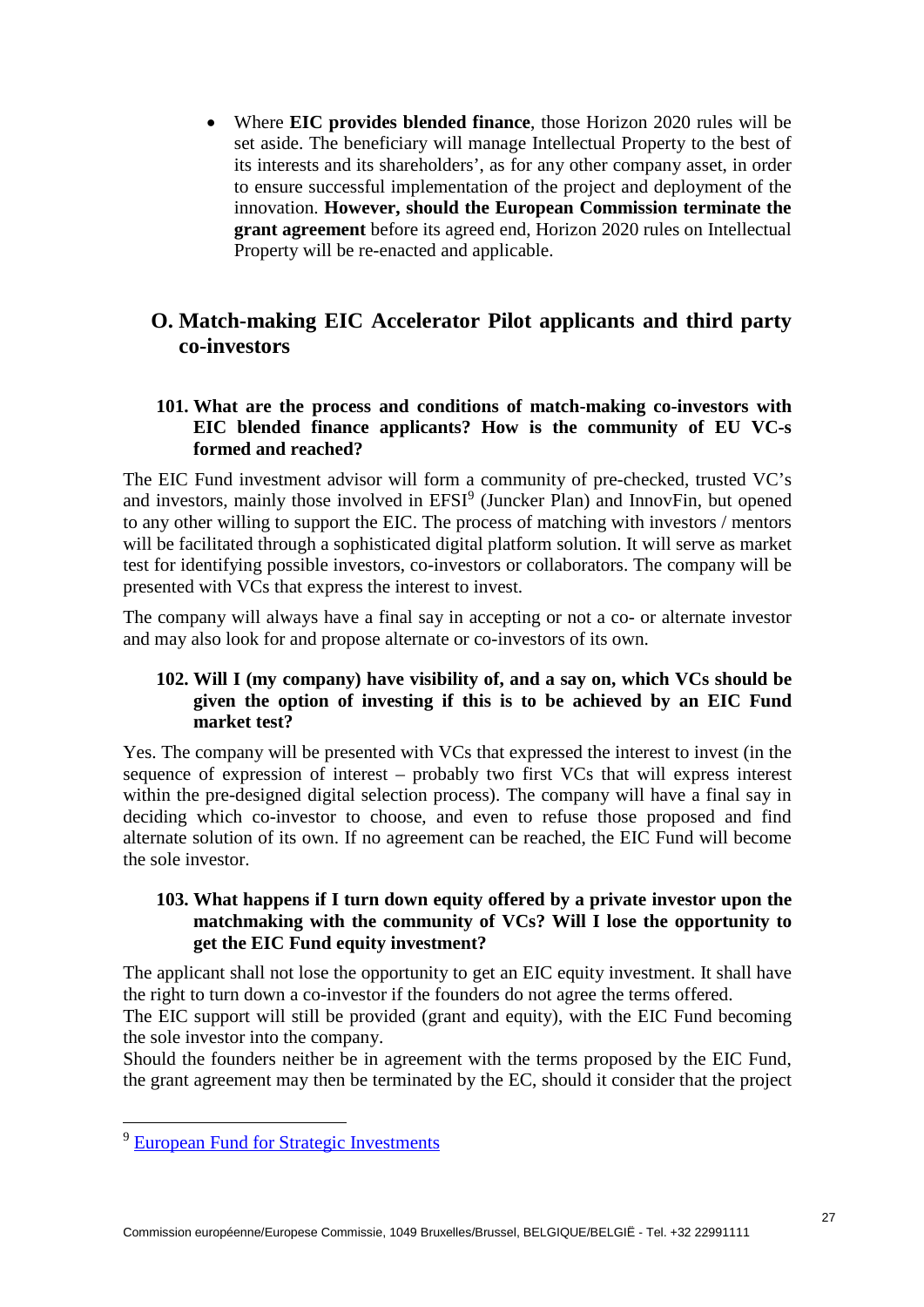- Where **EIC provides blended finance**, those Horizon 2020 rules will be set aside. The beneficiary will manage Intellectual Property to the best of its interests and its shareholders', as for any other company asset, in order to ensure successful implementation of the project and deployment of the innovation. **However, should the European Commission terminate the grant agreement** before its agreed end, Horizon 2020 rules on Intellectual Property will be re-enacted and applicable.

## O. Match-making EIC Accelerator Pilot applicants and third party co-investors

### 101. What are the process and conditions of match-making co-investors with EIC blended finance applicants? How is the community of EU VC-s formed and reached?

The EIC Fund investment advisor will form a community of pre-checked, trusted VC's and investors, mainly those involved in EFSI[9] (Juncker Plan) and InnovFin, but opened to any other willing to support the EIC. The process of matching with investors / mentors will be facilitated through a sophisticated digital platform solution. It will serve as market test for identifying possible investors, co-investors or collaborators. The company will be presented with VCs that express the interest to invest.

The company will always have a final say in accepting or not a co- or alternate investor and may also look for and propose alternate or co-investors of its own.

### 102. Will I (my company) have visibility of, and a say on, which VCs should be given the option of investing if this is to be achieved by an EIC Fund market test?

Yes. The company will be presented with VCs that expressed the interest to invest (in the sequence of expression of interest – probably two first VCs that will express interest within the pre-designed digital selection process). The company will have a final say in deciding which co-investor to choose, and even to refuse those proposed and find alternate solution of its own. If no agreement can be reached, the EIC Fund will become the sole investor.

### 103. What happens if I turn down equity offered by a private investor upon the matchmaking with the community of VCs? Will I lose the opportunity to get the EIC Fund equity investment?

The applicant shall not lose the opportunity to get an EIC equity investment. It shall have the right to turn down a co-investor if the founders do not agree the terms offered.
The EIC support will still be provided (grant and equity), with the EIC Fund becoming the sole investor into the company.
Should the founders neither be in agreement with the terms proposed by the EIC Fund, the grant agreement may then be terminated by the EC, should it consider that the project

[9] European Fund for Strategic Investments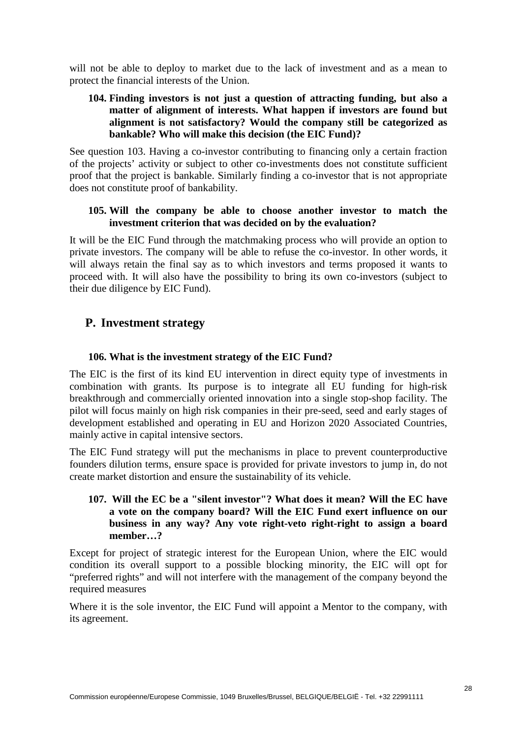will not be able to deploy to market due to the lack of investment and as a mean to protect the financial interests of the Union.

**104. Finding investors is not just a question of attracting funding, but also a matter of alignment of interests. What happen if investors are found but alignment is not satisfactory? Would the company still be categorized as bankable? Who will make this decision (the EIC Fund)?**

See question 103. Having a co-investor contributing to financing only a certain fraction of the projects' activity or subject to other co-investments does not constitute sufficient proof that the project is bankable. Similarly finding a co-investor that is not appropriate does not constitute proof of bankability.

**105. Will the company be able to choose another investor to match the investment criterion that was decided on by the evaluation?**

It will be the EIC Fund through the matchmaking process who will provide an option to private investors. The company will be able to refuse the co-investor. In other words, it will always retain the final say as to which investors and terms proposed it wants to proceed with. It will also have the possibility to bring its own co-investors (subject to their due diligence by EIC Fund).

## P. Investment strategy

**106. What is the investment strategy of the EIC Fund?**

The EIC is the first of its kind EU intervention in direct equity type of investments in combination with grants. Its purpose is to integrate all EU funding for high-risk breakthrough and commercially oriented innovation into a single stop-shop facility. The pilot will focus mainly on high risk companies in their pre-seed, seed and early stages of development established and operating in EU and Horizon 2020 Associated Countries, mainly active in capital intensive sectors.

The EIC Fund strategy will put the mechanisms in place to prevent counterproductive founders dilution terms, ensure space is provided for private investors to jump in, do not create market distortion and ensure the sustainability of its vehicle.

**107. Will the EC be a "silent investor"? What does it mean? Will the EC have a vote on the company board? Will the EIC Fund exert influence on our business in any way? Any vote right-veto right-right to assign a board member…?**

Except for project of strategic interest for the European Union, where the EIC would condition its overall support to a possible blocking minority, the EIC will opt for "preferred rights" and will not interfere with the management of the company beyond the required measures

Where it is the sole inventor, the EIC Fund will appoint a Mentor to the company, with its agreement.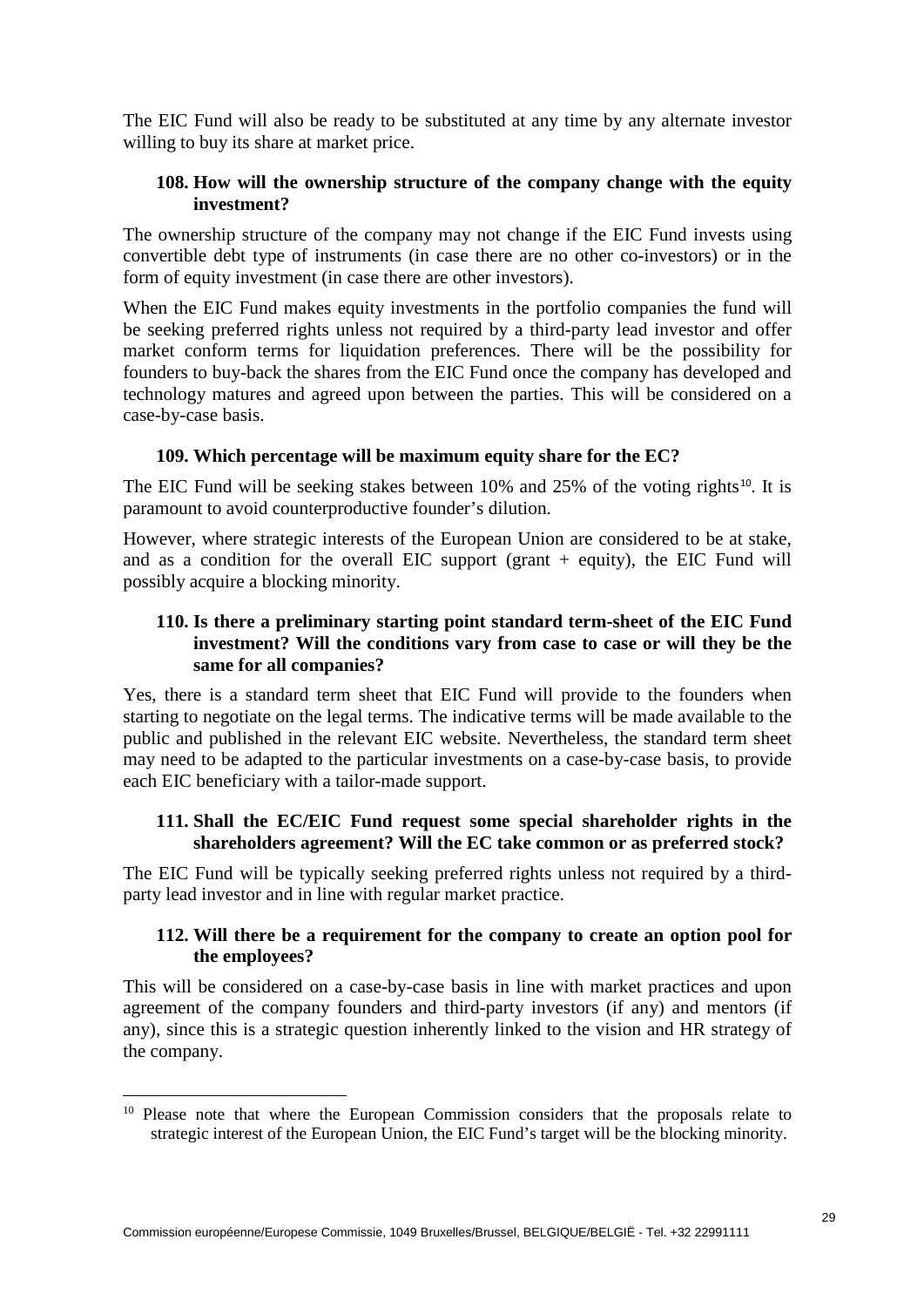The EIC Fund will also be ready to be substituted at any time by any alternate investor willing to buy its share at market price.

### 108. How will the ownership structure of the company change with the equity investment?

The ownership structure of the company may not change if the EIC Fund invests using convertible debt type of instruments (in case there are no other co-investors) or in the form of equity investment (in case there are other investors).

When the EIC Fund makes equity investments in the portfolio companies the fund will be seeking preferred rights unless not required by a third-party lead investor and offer market conform terms for liquidation preferences. There will be the possibility for founders to buy-back the shares from the EIC Fund once the company has developed and technology matures and agreed upon between the parties. This will be considered on a case-by-case basis.

### 109. Which percentage will be maximum equity share for the EC?

The EIC Fund will be seeking stakes between 10% and 25% of the voting rights[10]. It is paramount to avoid counterproductive founder's dilution.

However, where strategic interests of the European Union are considered to be at stake, and as a condition for the overall EIC support (grant + equity), the EIC Fund will possibly acquire a blocking minority.

### 110. Is there a preliminary starting point standard term-sheet of the EIC Fund investment? Will the conditions vary from case to case or will they be the same for all companies?

Yes, there is a standard term sheet that EIC Fund will provide to the founders when starting to negotiate on the legal terms. The indicative terms will be made available to the public and published in the relevant EIC website. Nevertheless, the standard term sheet may need to be adapted to the particular investments on a case-by-case basis, to provide each EIC beneficiary with a tailor-made support.

### 111. Shall the EC/EIC Fund request some special shareholder rights in the shareholders agreement? Will the EC take common or as preferred stock?

The EIC Fund will be typically seeking preferred rights unless not required by a third-party lead investor and in line with regular market practice.

### 112. Will there be a requirement for the company to create an option pool for the employees?

This will be considered on a case-by-case basis in line with market practices and upon agreement of the company founders and third-party investors (if any) and mentors (if any), since this is a strategic question inherently linked to the vision and HR strategy of the company.

---

[10] Please note that where the European Commission considers that the proposals relate to strategic interest of the European Union, the EIC Fund's target will be the blocking minority.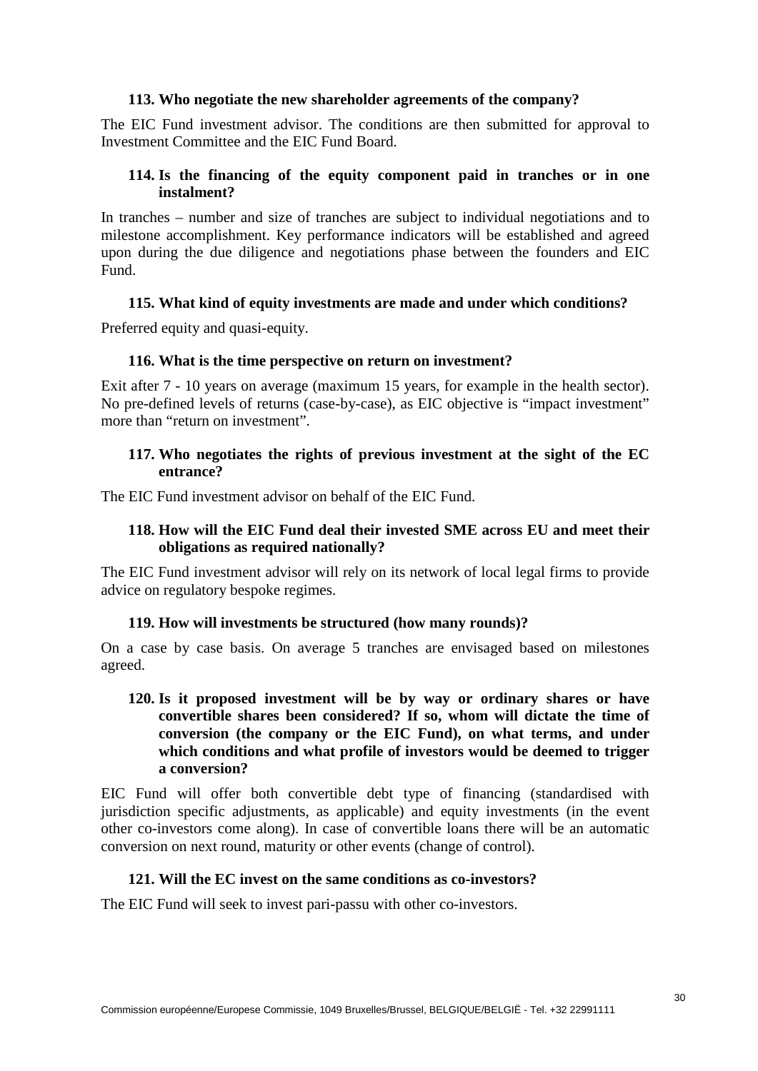### 113. Who negotiate the new shareholder agreements of the company?

The EIC Fund investment advisor. The conditions are then submitted for approval to Investment Committee and the EIC Fund Board.

### 114. Is the financing of the equity component paid in tranches or in one instalment?

In tranches – number and size of tranches are subject to individual negotiations and to milestone accomplishment. Key performance indicators will be established and agreed upon during the due diligence and negotiations phase between the founders and EIC Fund.

### 115. What kind of equity investments are made and under which conditions?

Preferred equity and quasi-equity.

### 116. What is the time perspective on return on investment?

Exit after 7 - 10 years on average (maximum 15 years, for example in the health sector). No pre-defined levels of returns (case-by-case), as EIC objective is "impact investment" more than "return on investment".

### 117. Who negotiates the rights of previous investment at the sight of the EC entrance?

The EIC Fund investment advisor on behalf of the EIC Fund.

### 118. How will the EIC Fund deal their invested SME across EU and meet their obligations as required nationally?

The EIC Fund investment advisor will rely on its network of local legal firms to provide advice on regulatory bespoke regimes.

### 119. How will investments be structured (how many rounds)?

On a case by case basis. On average 5 tranches are envisaged based on milestones agreed.

### 120. Is it proposed investment will be by way or ordinary shares or have convertible shares been considered? If so, whom will dictate the time of conversion (the company or the EIC Fund), on what terms, and under which conditions and what profile of investors would be deemed to trigger a conversion?

EIC Fund will offer both convertible debt type of financing (standardised with jurisdiction specific adjustments, as applicable) and equity investments (in the event other co-investors come along). In case of convertible loans there will be an automatic conversion on next round, maturity or other events (change of control).

### 121. Will the EC invest on the same conditions as co-investors?

The EIC Fund will seek to invest pari-passu with other co-investors.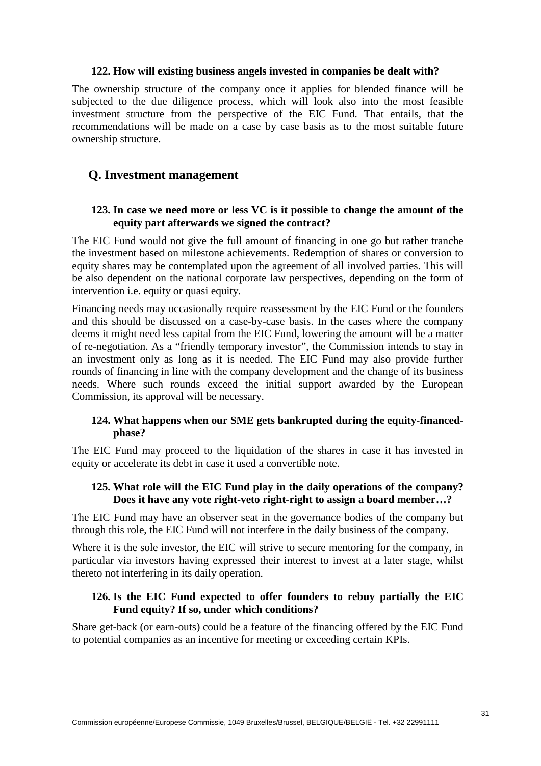### 122. How will existing business angels invested in companies be dealt with?

The ownership structure of the company once it applies for blended finance will be subjected to the due diligence process, which will look also into the most feasible investment structure from the perspective of the EIC Fund. That entails, that the recommendations will be made on a case by case basis as to the most suitable future ownership structure.

## Q. Investment management

### 123. In case we need more or less VC is it possible to change the amount of the equity part afterwards we signed the contract?

The EIC Fund would not give the full amount of financing in one go but rather tranche the investment based on milestone achievements. Redemption of shares or conversion to equity shares may be contemplated upon the agreement of all involved parties. This will be also dependent on the national corporate law perspectives, depending on the form of intervention i.e. equity or quasi equity.

Financing needs may occasionally require reassessment by the EIC Fund or the founders and this should be discussed on a case-by-case basis. In the cases where the company deems it might need less capital from the EIC Fund, lowering the amount will be a matter of re-negotiation. As a "friendly temporary investor", the Commission intends to stay in an investment only as long as it is needed. The EIC Fund may also provide further rounds of financing in line with the company development and the change of its business needs. Where such rounds exceed the initial support awarded by the European Commission, its approval will be necessary.

### 124. What happens when our SME gets bankrupted during the equity-financed-phase?

The EIC Fund may proceed to the liquidation of the shares in case it has invested in equity or accelerate its debt in case it used a convertible note.

### 125. What role will the EIC Fund play in the daily operations of the company? Does it have any vote right-veto right-right to assign a board member…?

The EIC Fund may have an observer seat in the governance bodies of the company but through this role, the EIC Fund will not interfere in the daily business of the company.

Where it is the sole investor, the EIC will strive to secure mentoring for the company, in particular via investors having expressed their interest to invest at a later stage, whilst thereto not interfering in its daily operation.

### 126. Is the EIC Fund expected to offer founders to rebuy partially the EIC Fund equity? If so, under which conditions?

Share get-back (or earn-outs) could be a feature of the financing offered by the EIC Fund to potential companies as an incentive for meeting or exceeding certain KPIs.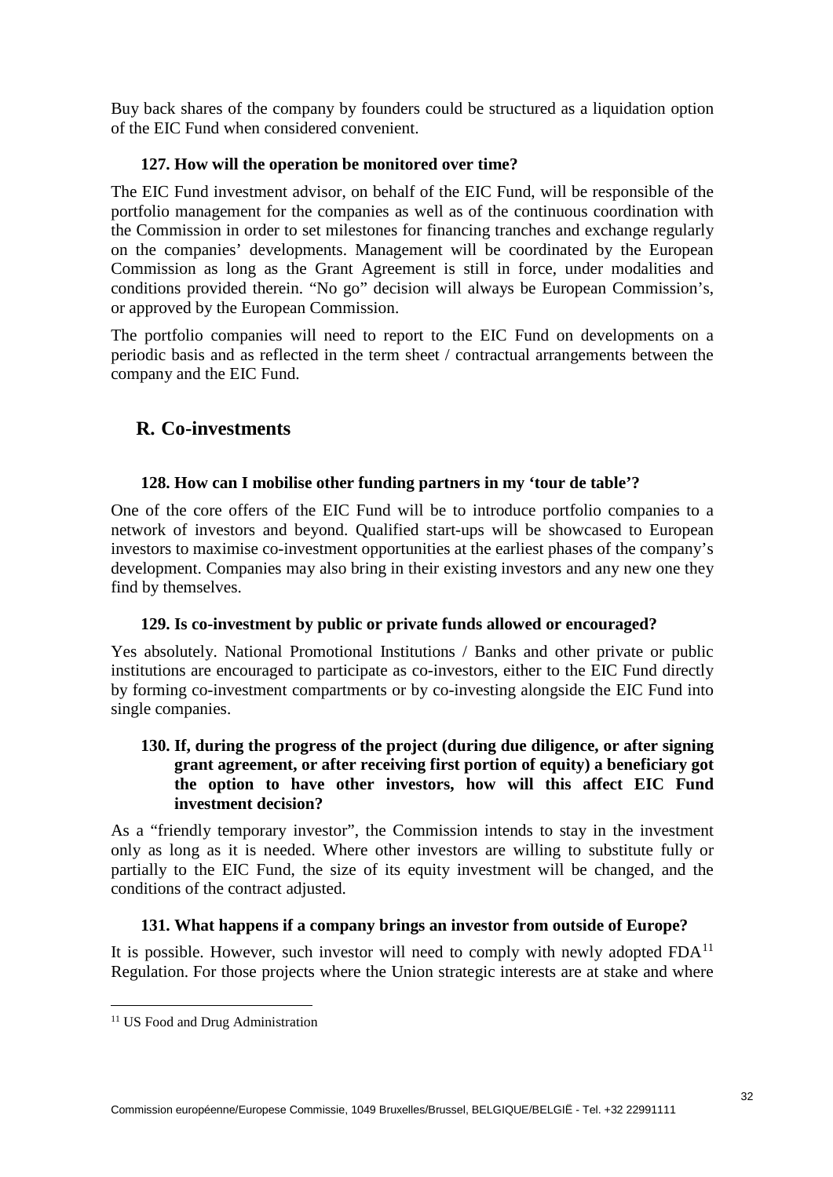Buy back shares of the company by founders could be structured as a liquidation option of the EIC Fund when considered convenient.

### 127. How will the operation be monitored over time?

The EIC Fund investment advisor, on behalf of the EIC Fund, will be responsible of the portfolio management for the companies as well as of the continuous coordination with the Commission in order to set milestones for financing tranches and exchange regularly on the companies' developments. Management will be coordinated by the European Commission as long as the Grant Agreement is still in force, under modalities and conditions provided therein. "No go" decision will always be European Commission's, or approved by the European Commission.

The portfolio companies will need to report to the EIC Fund on developments on a periodic basis and as reflected in the term sheet / contractual arrangements between the company and the EIC Fund.

## R. Co-investments

### 128. How can I mobilise other funding partners in my 'tour de table'?

One of the core offers of the EIC Fund will be to introduce portfolio companies to a network of investors and beyond. Qualified start-ups will be showcased to European investors to maximise co-investment opportunities at the earliest phases of the company's development. Companies may also bring in their existing investors and any new one they find by themselves.

### 129. Is co-investment by public or private funds allowed or encouraged?

Yes absolutely. National Promotional Institutions / Banks and other private or public institutions are encouraged to participate as co-investors, either to the EIC Fund directly by forming co-investment compartments or by co-investing alongside the EIC Fund into single companies.

### 130. If, during the progress of the project (during due diligence, or after signing grant agreement, or after receiving first portion of equity) a beneficiary got the option to have other investors, how will this affect EIC Fund investment decision?

As a "friendly temporary investor", the Commission intends to stay in the investment only as long as it is needed. Where other investors are willing to substitute fully or partially to the EIC Fund, the size of its equity investment will be changed, and the conditions of the contract adjusted.

### 131. What happens if a company brings an investor from outside of Europe?

It is possible. However, such investor will need to comply with newly adopted FDA[11] Regulation. For those projects where the Union strategic interests are at stake and where

[11] US Food and Drug Administration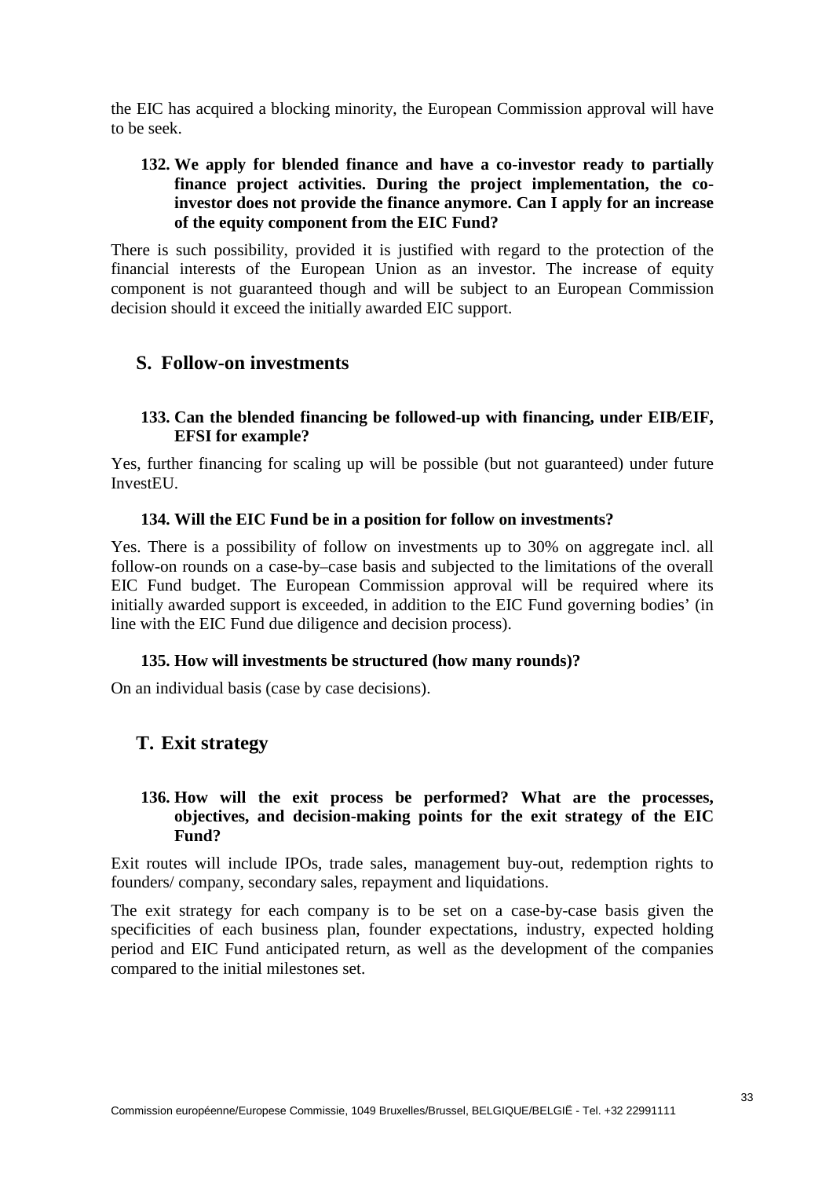the EIC has acquired a blocking minority, the European Commission approval will have to be seek.

### 132. We apply for blended finance and have a co-investor ready to partially finance project activities. During the project implementation, the co-investor does not provide the finance anymore. Can I apply for an increase of the equity component from the EIC Fund?

There is such possibility, provided it is justified with regard to the protection of the financial interests of the European Union as an investor. The increase of equity component is not guaranteed though and will be subject to an European Commission decision should it exceed the initially awarded EIC support.

## S. Follow-on investments

### 133. Can the blended financing be followed-up with financing, under EIB/EIF, EFSI for example?

Yes, further financing for scaling up will be possible (but not guaranteed) under future InvestEU.

### 134. Will the EIC Fund be in a position for follow on investments?

Yes. There is a possibility of follow on investments up to 30% on aggregate incl. all follow-on rounds on a case-by–case basis and subjected to the limitations of the overall EIC Fund budget. The European Commission approval will be required where its initially awarded support is exceeded, in addition to the EIC Fund governing bodies' (in line with the EIC Fund due diligence and decision process).

### 135. How will investments be structured (how many rounds)?

On an individual basis (case by case decisions).

## T. Exit strategy

### 136. How will the exit process be performed? What are the processes, objectives, and decision-making points for the exit strategy of the EIC Fund?

Exit routes will include IPOs, trade sales, management buy-out, redemption rights to founders/ company, secondary sales, repayment and liquidations.

The exit strategy for each company is to be set on a case-by-case basis given the specificities of each business plan, founder expectations, industry, expected holding period and EIC Fund anticipated return, as well as the development of the companies compared to the initial milestones set.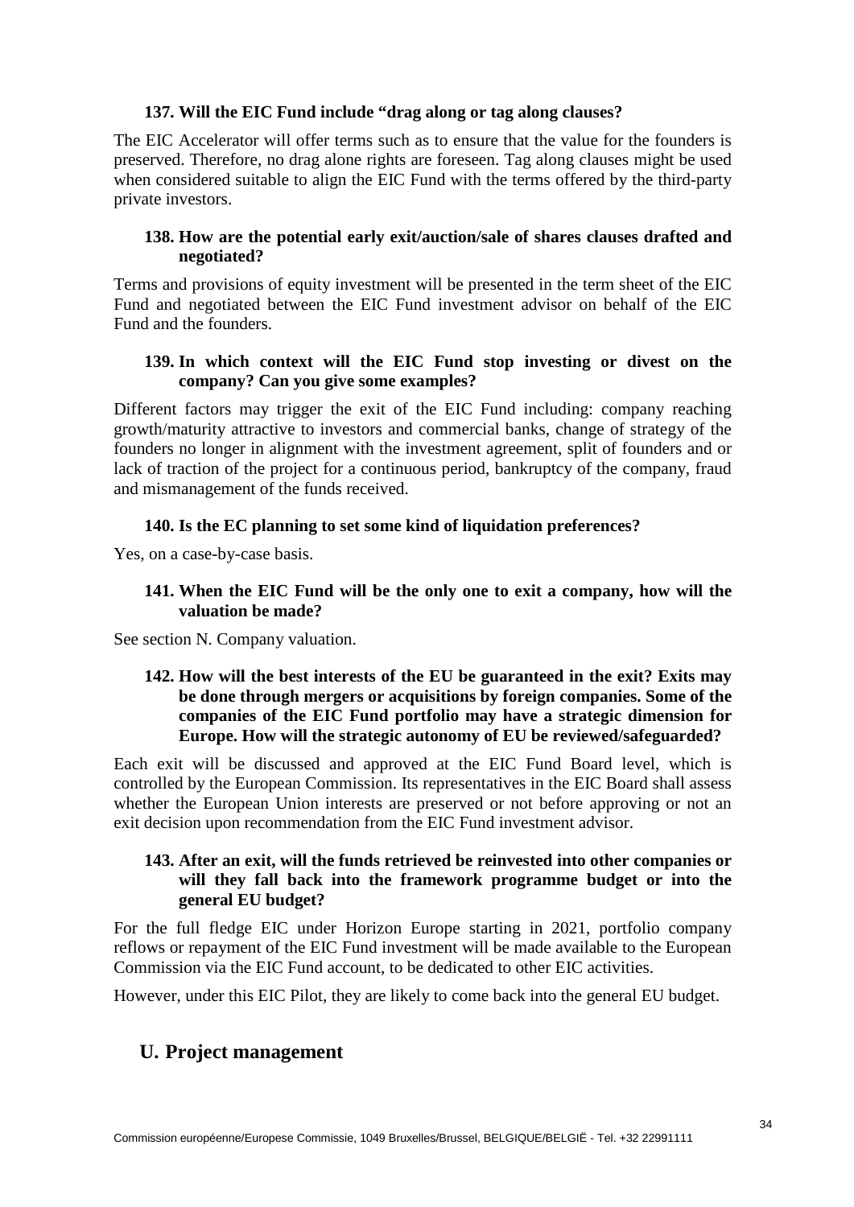### 137. Will the EIC Fund include “drag along or tag along clauses?

The EIC Accelerator will offer terms such as to ensure that the value for the founders is preserved. Therefore, no drag alone rights are foreseen. Tag along clauses might be used when considered suitable to align the EIC Fund with the terms offered by the third-party private investors.

### 138. How are the potential early exit/auction/sale of shares clauses drafted and negotiated?

Terms and provisions of equity investment will be presented in the term sheet of the EIC Fund and negotiated between the EIC Fund investment advisor on behalf of the EIC Fund and the founders.

### 139. In which context will the EIC Fund stop investing or divest on the company? Can you give some examples?

Different factors may trigger the exit of the EIC Fund including: company reaching growth/maturity attractive to investors and commercial banks, change of strategy of the founders no longer in alignment with the investment agreement, split of founders and or lack of traction of the project for a continuous period, bankruptcy of the company, fraud and mismanagement of the funds received.

### 140. Is the EC planning to set some kind of liquidation preferences?

Yes, on a case-by-case basis.

### 141. When the EIC Fund will be the only one to exit a company, how will the valuation be made?

See section N. Company valuation.

### 142. How will the best interests of the EU be guaranteed in the exit? Exits may be done through mergers or acquisitions by foreign companies. Some of the companies of the EIC Fund portfolio may have a strategic dimension for Europe. How will the strategic autonomy of EU be reviewed/safeguarded?

Each exit will be discussed and approved at the EIC Fund Board level, which is controlled by the European Commission. Its representatives in the EIC Board shall assess whether the European Union interests are preserved or not before approving or not an exit decision upon recommendation from the EIC Fund investment advisor.

### 143. After an exit, will the funds retrieved be reinvested into other companies or will they fall back into the framework programme budget or into the general EU budget?

For the full fledge EIC under Horizon Europe starting in 2021, portfolio company reflows or repayment of the EIC Fund investment will be made available to the European Commission via the EIC Fund account, to be dedicated to other EIC activities.

However, under this EIC Pilot, they are likely to come back into the general EU budget.

## U. Project management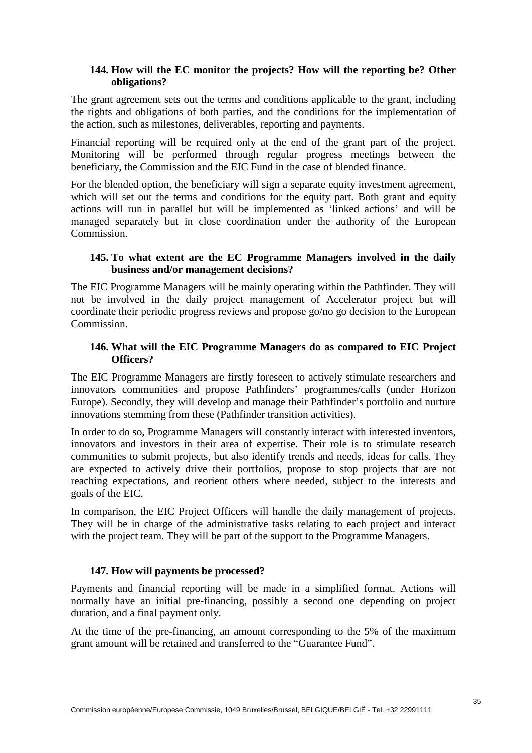### 144. How will the EC monitor the projects? How will the reporting be? Other obligations?

The grant agreement sets out the terms and conditions applicable to the grant, including the rights and obligations of both parties, and the conditions for the implementation of the action, such as milestones, deliverables, reporting and payments.

Financial reporting will be required only at the end of the grant part of the project. Monitoring will be performed through regular progress meetings between the beneficiary, the Commission and the EIC Fund in the case of blended finance.

For the blended option, the beneficiary will sign a separate equity investment agreement, which will set out the terms and conditions for the equity part. Both grant and equity actions will run in parallel but will be implemented as 'linked actions' and will be managed separately but in close coordination under the authority of the European Commission.

### 145. To what extent are the EC Programme Managers involved in the daily business and/or management decisions?

The EIC Programme Managers will be mainly operating within the Pathfinder. They will not be involved in the daily project management of Accelerator project but will coordinate their periodic progress reviews and propose go/no go decision to the European Commission.

### 146. What will the EIC Programme Managers do as compared to EIC Project Officers?

The EIC Programme Managers are firstly foreseen to actively stimulate researchers and innovators communities and propose Pathfinders' programmes/calls (under Horizon Europe). Secondly, they will develop and manage their Pathfinder's portfolio and nurture innovations stemming from these (Pathfinder transition activities).

In order to do so, Programme Managers will constantly interact with interested inventors, innovators and investors in their area of expertise. Their role is to stimulate research communities to submit projects, but also identify trends and needs, ideas for calls. They are expected to actively drive their portfolios, propose to stop projects that are not reaching expectations, and reorient others where needed, subject to the interests and goals of the EIC.

In comparison, the EIC Project Officers will handle the daily management of projects. They will be in charge of the administrative tasks relating to each project and interact with the project team. They will be part of the support to the Programme Managers.

### 147. How will payments be processed?

Payments and financial reporting will be made in a simplified format. Actions will normally have an initial pre-financing, possibly a second one depending on project duration, and a final payment only.

At the time of the pre-financing, an amount corresponding to the 5% of the maximum grant amount will be retained and transferred to the "Guarantee Fund".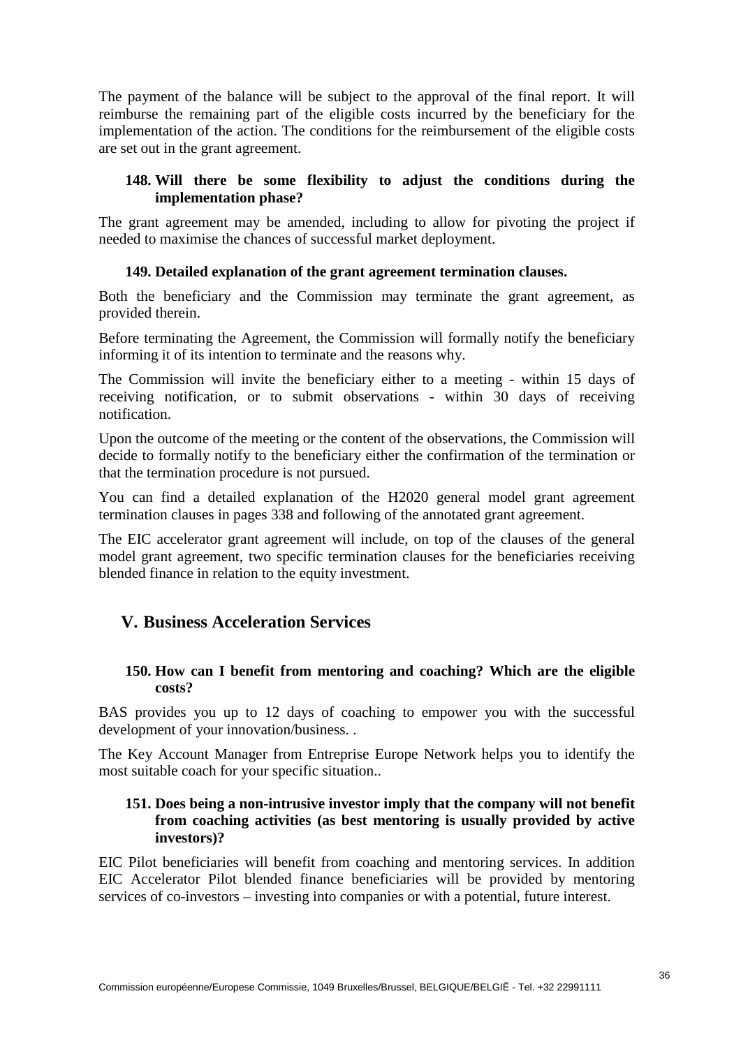The payment of the balance will be subject to the approval of the final report. It will reimburse the remaining part of the eligible costs incurred by the beneficiary for the implementation of the action. The conditions for the reimbursement of the eligible costs are set out in the grant agreement.

### 148. Will there be some flexibility to adjust the conditions during the implementation phase?

The grant agreement may be amended, including to allow for pivoting the project if needed to maximise the chances of successful market deployment.

### 149. Detailed explanation of the grant agreement termination clauses.

Both the beneficiary and the Commission may terminate the grant agreement, as provided therein.

Before terminating the Agreement, the Commission will formally notify the beneficiary informing it of its intention to terminate and the reasons why.

The Commission will invite the beneficiary either to a meeting - within 15 days of receiving notification, or to submit observations - within 30 days of receiving notification.

Upon the outcome of the meeting or the content of the observations, the Commission will decide to formally notify to the beneficiary either the confirmation of the termination or that the termination procedure is not pursued.

You can find a detailed explanation of the H2020 general model grant agreement termination clauses in pages 338 and following of the annotated grant agreement.

The EIC accelerator grant agreement will include, on top of the clauses of the general model grant agreement, two specific termination clauses for the beneficiaries receiving blended finance in relation to the equity investment.

## V. Business Acceleration Services

### 150. How can I benefit from mentoring and coaching? Which are the eligible costs?

BAS provides you up to 12 days of coaching to empower you with the successful development of your innovation/business. .

The Key Account Manager from Entreprise Europe Network helps you to identify the most suitable coach for your specific situation..

### 151. Does being a non-intrusive investor imply that the company will not benefit from coaching activities (as best mentoring is usually provided by active investors)?

EIC Pilot beneficiaries will benefit from coaching and mentoring services. In addition EIC Accelerator Pilot blended finance beneficiaries will be provided by mentoring services of co-investors – investing into companies or with a potential, future interest.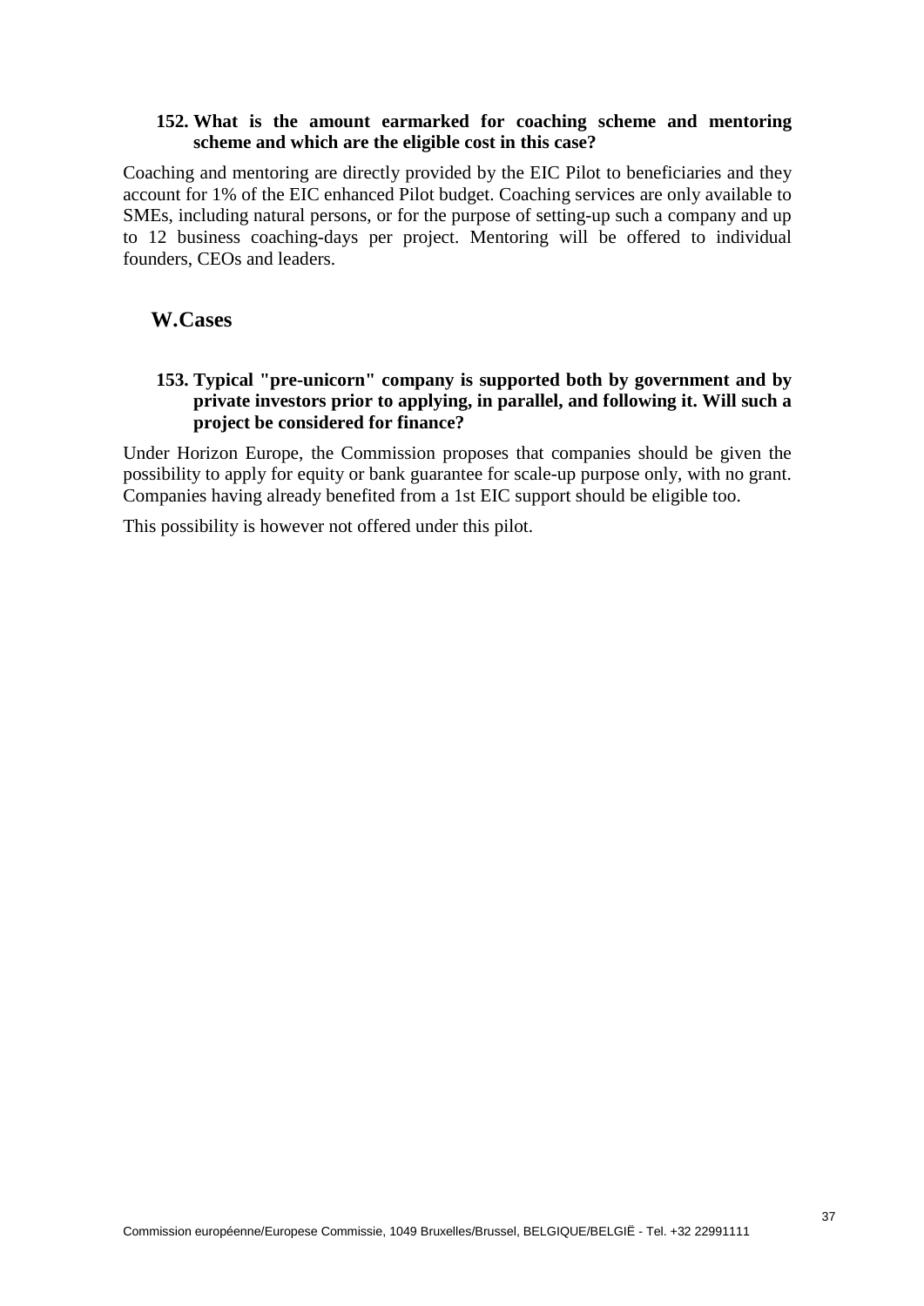### 152. What is the amount earmarked for coaching scheme and mentoring scheme and which are the eligible cost in this case?

Coaching and mentoring are directly provided by the EIC Pilot to beneficiaries and they account for 1% of the EIC enhanced Pilot budget. Coaching services are only available to SMEs, including natural persons, or for the purpose of setting-up such a company and up to 12 business coaching-days per project. Mentoring will be offered to individual founders, CEOs and leaders.

## W. Cases

### 153. Typical "pre-unicorn" company is supported both by government and by private investors prior to applying, in parallel, and following it. Will such a project be considered for finance?

Under Horizon Europe, the Commission proposes that companies should be given the possibility to apply for equity or bank guarantee for scale-up purpose only, with no grant. Companies having already benefited from a 1st EIC support should be eligible too.

This possibility is however not offered under this pilot.